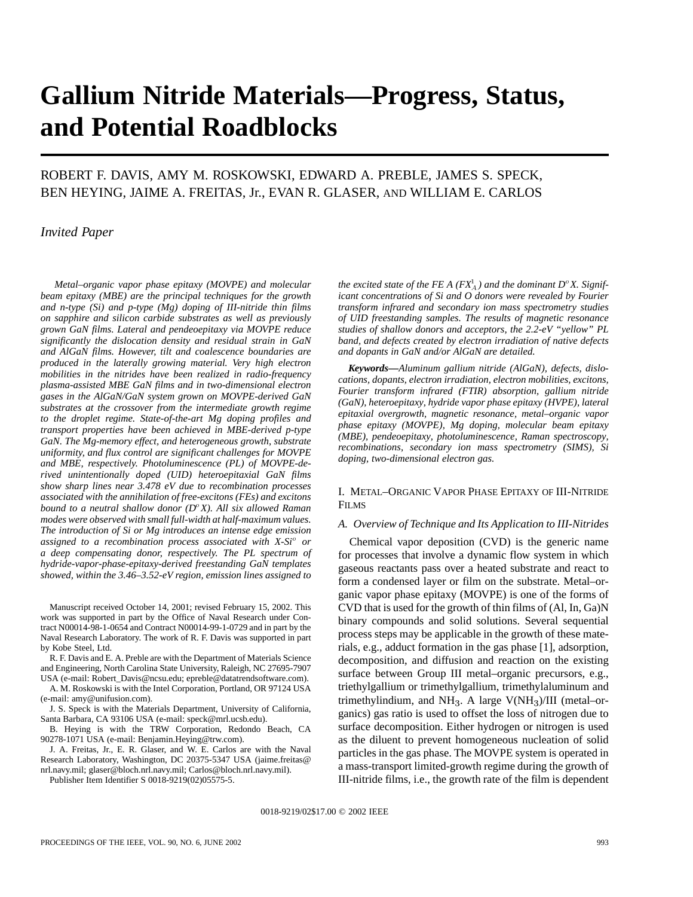# Gallium Nitride Materials—Progress, Status, and Potential Roadblocks

ROBERT F. DAVIS, AMY M. ROSKOWSKI, EDWARD A. PREBLE, JAMES S. SPECK, BEN HEYING, JAIME A. FREITAS, Jr., EVAN R. GLASER, AND WILLIAM E. CARLOS

*Invited Paper*

*Metal–organic vapor phase epitaxy (MOVPE) and molecular beam epitaxy (MBE) are the principal techniques for the growth and n-type (Si) and p-type (Mg) doping of III-nitride thin films on sapphire and silicon carbide substrates as well as previously grown GaN films. Lateral and pendeoepitaxy via MOVPE reduce significantly the dislocation density and residual strain in GaN and AlGaN films. However, tilt and coalescence boundaries are produced in the laterally growing material. Very high electron mobilities in the nitrides have been realized in radio-frequency plasma-assisted MBE GaN films and in two-dimensional electron gases in the AlGaN/GaN system grown on MOVPE-derived GaN substrates at the crossover from the intermediate growth regime to the droplet regime. State-of-the-art Mg doping profiles and transport properties have been achieved in MBE-derived p-type GaN. The Mg-memory effect, and heterogeneous growth, substrate uniformity, and flux control are significant challenges for MOVPE and MBE, respectively. Photoluminescence (PL) of MOVPE-derived unintentionally doped (UID) heteroepitaxial GaN films show sharp lines near 3.478 eV due to recombination processes associated with the annihilation of free-excitons (FEs) and excitons bound to a neutral shallow donor ($D^oX$). All six allowed Raman modes were observed with small full-width at half-maximum values. The introduction of Si or Mg introduces an intense edge emission assigned to a recombination process associated with X-$Si^o$ or a deep compensating donor, respectively. The PL spectrum of hydride-vapor-phase-epitaxy-derived freestanding GaN templates showed, within the 3.46–3.52-eV region, emission lines assigned to the excited state of the FE A ($FX_A^1$) and the dominant $D^oX$. Significant concentrations of Si and O donors were revealed by Fourier transform infrared and secondary ion mass spectrometry studies of UID freestanding samples. The results of magnetic resonance studies of shallow donors and acceptors, the 2.2-eV "yellow" PL band, and defects created by electron irradiation of native defects and dopants in GaN and/or AlGaN are detailed.*

***Keywords*—***Aluminum gallium nitride (AlGaN), defects, dislocations, dopants, electron irradiation, electron mobilities, excitons, Fourier transform infrared (FTIR) absorption, gallium nitride (GaN), heteroepitaxy, hydride vapor phase epitaxy (HVPE), lateral epitaxial overgrowth, magnetic resonance, metal–organic vapor phase epitaxy (MOVPE), Mg doping, molecular beam epitaxy (MBE), pendeoepitaxy, photoluminescence, Raman spectroscopy, recombinations, secondary ion mass spectrometry (SIMS), Si doping, two-dimensional electron gas.*

Manuscript received October 14, 2001; revised February 15, 2002. This work was supported in part by the Office of Naval Research under Contract N00014-98-1-0654 and Contract N00014-99-1-0729 and in part by the Naval Research Laboratory. The work of R. F. Davis was supported in part by Kobe Steel, Ltd.

R. F. Davis and E. A. Preble are with the Department of Materials Science and Engineering, North Carolina State University, Raleigh, NC 27695-7907 USA (e-mail: Robert_Davis@ncsu.edu; epreble@datatrendsoftware.com).

A. M. Roskowski is with the Intel Corporation, Portland, OR 97124 USA (e-mail: amy@unifusion.com).

J. S. Speck is with the Materials Department, University of California, Santa Barbara, CA 93106 USA (e-mail: speck@mrl.ucsb.edu).

B. Heying is with the TRW Corporation, Redondo Beach, CA 90278-1071 USA (e-mail: Benjamin.Heying@trw.com).

J. A. Freitas, Jr., E. R. Glaser, and W. E. Carlos are with the Naval Research Laboratory, Washington, DC 20375-5347 USA (jaime.freitas@nrl.navy.mil; glaser@bloch.nrl.navy.mil; Carlos@bloch.nrl.navy.mil).

Publisher Item Identifier S 0018-9219(02)05575-5.

## I. Metal–Organic Vapor Phase Epitaxy of III-Nitride Films

### A. Overview of Technique and Its Application to III-Nitrides

Chemical vapor deposition (CVD) is the generic name for processes that involve a dynamic flow system in which gaseous reactants pass over a heated substrate and react to form a condensed layer or film on the substrate. Metal–organic vapor phase epitaxy (MOVPE) is one of the forms of CVD that is used for the growth of thin films of (Al, In, Ga)N binary compounds and solid solutions. Several sequential process steps may be applicable in the growth of these materials, e.g., adduct formation in the gas phase [1], adsorption, decomposition, and diffusion and reaction on the existing surface between Group III metal–organic precursors, e.g., triethylgallium or trimethylgallium, trimethylaluminum and trimethylindium, and $NH_3$. A large V($NH_3$)/III (metal–organics) gas ratio is used to offset the loss of nitrogen due to surface decomposition. Either hydrogen or nitrogen is used as the diluent to prevent homogeneous nucleation of solid particles in the gas phase. The MOVPE system is operated in a mass-transport limited-growth regime during the growth of III-nitride films, i.e., the growth rate of the film is dependent

0018-9219/02$17.00 © 2002 IEEE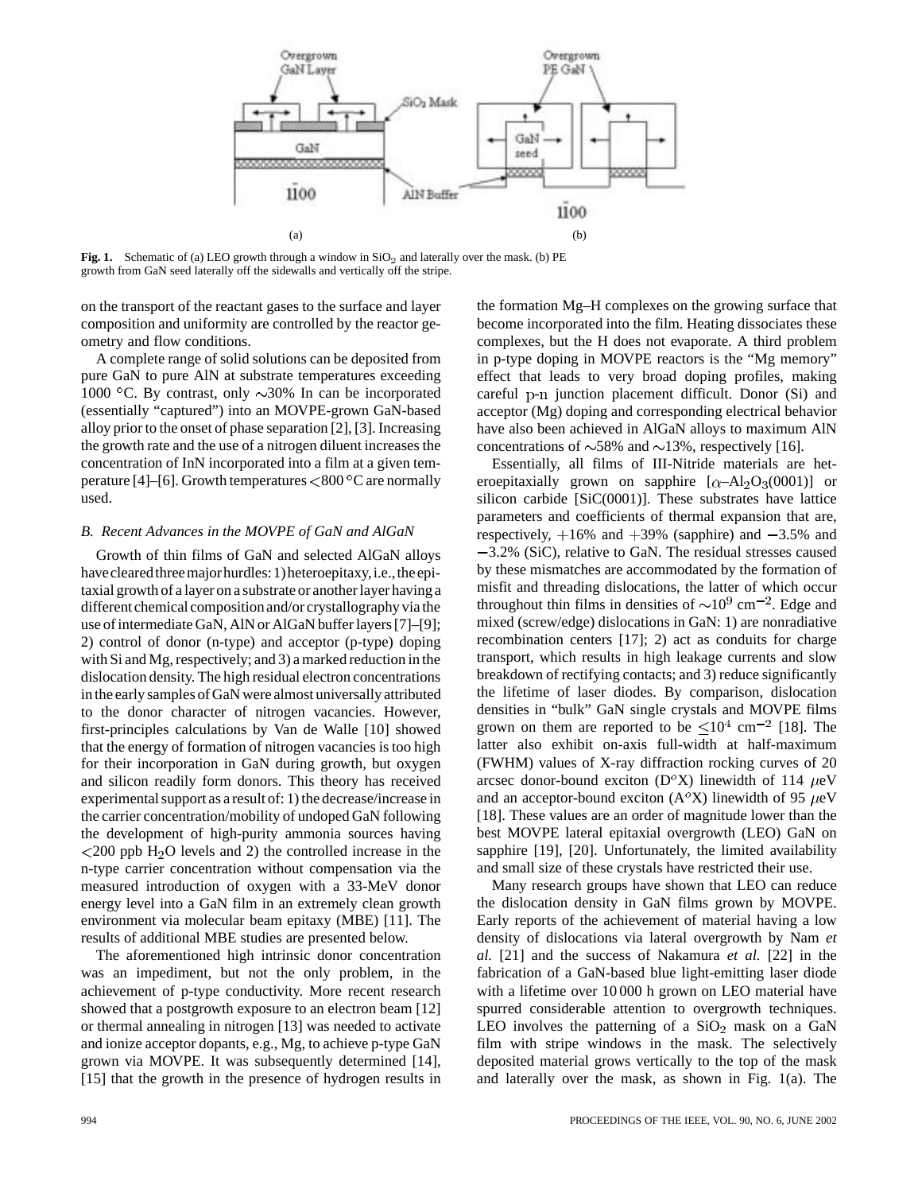Fig. 1. Schematic of (a) LEO growth through a window in $SiO_2$ and laterally over the mask. (b) PE growth from GaN seed laterally off the sidewalls and vertically off the stripe.

on the transport of the reactant gases to the surface and layer composition and uniformity are controlled by the reactor geometry and flow conditions.

A complete range of solid solutions can be deposited from pure GaN to pure AlN at substrate temperatures exceeding 1000 °C. By contrast, only ~30% In can be incorporated (essentially "captured") into an MOVPE-grown GaN-based alloy prior to the onset of phase separation [2], [3]. Increasing the growth rate and the use of a nitrogen diluent increases the concentration of InN incorporated into a film at a given temperature [4]–[6]. Growth temperatures <800 °C are normally used.

### B. Recent Advances in the MOVPE of GaN and AlGaN

Growth of thin films of GaN and selected AlGaN alloys have cleared three major hurdles: 1) heteroepitaxy, i.e., the epitaxial growth of a layer on a substrate or another layer having a different chemical composition and/or crystallography via the use of intermediate GaN, AlN or AlGaN buffer layers [7]–[9]; 2) control of donor (n-type) and acceptor (p-type) doping with Si and Mg, respectively; and 3) a marked reduction in the dislocation density. The high residual electron concentrations in the early samples of GaN were almost universally attributed to the donor character of nitrogen vacancies. However, first-principles calculations by Van de Walle [10] showed that the energy of formation of nitrogen vacancies is too high for their incorporation in GaN during growth, but oxygen and silicon readily form donors. This theory has received experimental support as a result of: 1) the decrease/increase in the carrier concentration/mobility of undoped GaN following the development of high-purity ammonia sources having <200 ppb $H_2O$ levels and 2) the controlled increase in the n-type carrier concentration without compensation via the measured introduction of oxygen with a 33-MeV donor energy level into a GaN film in an extremely clean growth environment via molecular beam epitaxy (MBE) [11]. The results of additional MBE studies are presented below.

The aforementioned high intrinsic donor concentration was an impediment, but not the only problem, in the achievement of p-type conductivity. More recent research showed that a postgrowth exposure to an electron beam [12] or thermal annealing in nitrogen [13] was needed to activate and ionize acceptor dopants, e.g., Mg, to achieve p-type GaN grown via MOVPE. It was subsequently determined [14], [15] that the growth in the presence of hydrogen results in the formation Mg–H complexes on the growing surface that become incorporated into the film. Heating dissociates these complexes, but the H does not evaporate. A third problem in p-type doping in MOVPE reactors is the "Mg memory" effect that leads to very broad doping profiles, making careful p-n junction placement difficult. Donor (Si) and acceptor (Mg) doping and corresponding electrical behavior have also been achieved in AlGaN alloys to maximum AlN concentrations of ~58% and ~13%, respectively [16].

Essentially, all films of III-Nitride materials are heteroepitaxially grown on sapphire [$\alpha$–$Al_2O_3$(0001)] or silicon carbide [SiC(0001)]. These substrates have lattice parameters and coefficients of thermal expansion that are, respectively, +16% and +39% (sapphire) and −3.5% and −3.2% (SiC), relative to GaN. The residual stresses caused by these mismatches are accommodated by the formation of misfit and threading dislocations, the latter of which occur throughout thin films in densities of $\sim 10^9$ cm$^{-2}$. Edge and mixed (screw/edge) dislocations in GaN: 1) are nonradiative recombination centers [17]; 2) act as conduits for charge transport, which results in high leakage currents and slow breakdown of rectifying contacts; and 3) reduce significantly the lifetime of laser diodes. By comparison, dislocation densities in "bulk" GaN single crystals and MOVPE films grown on them are reported to be $\leq 10^4$ cm$^{-2}$ [18]. The latter also exhibit on-axis full-width at half-maximum (FWHM) values of X-ray diffraction rocking curves of 20 arcsec donor-bound exciton ($D^oX$) linewidth of 114 $\mu$eV and an acceptor-bound exciton ($A^oX$) linewidth of 95 $\mu$eV [18]. These values are an order of magnitude lower than the best MOVPE lateral epitaxial overgrowth (LEO) GaN on sapphire [19], [20]. Unfortunately, the limited availability and small size of these crystals have restricted their use.

Many research groups have shown that LEO can reduce the dislocation density in GaN films grown by MOVPE. Early reports of the achievement of material having a low density of dislocations via lateral overgrowth by Nam *et al.* [21] and the success of Nakamura *et al.* [22] in the fabrication of a GaN-based blue light-emitting laser diode with a lifetime over 10 000 h grown on LEO material have spurred considerable attention to overgrowth techniques. LEO involves the patterning of a $SiO_2$ mask on a GaN film with stripe windows in the mask. The selectively deposited material grows vertically to the top of the mask and laterally over the mask, as shown in Fig. 1(a). The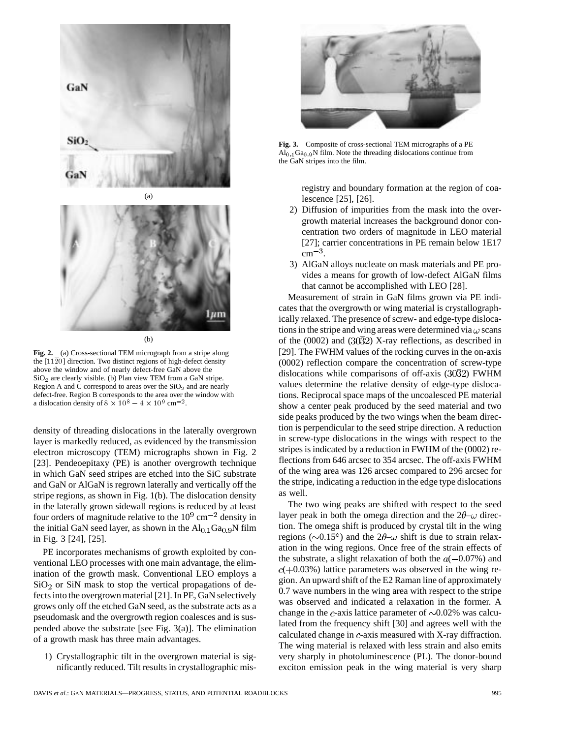Fig. 2. (a) Cross-sectional TEM micrograph from a stripe along the $[11\bar{2}0]$ direction. Two distinct regions of high-defect density above the window and of nearly defect-free GaN above the $SiO_2$ are clearly visible. (b) Plan view TEM from a GaN stripe. Region A and C correspond to areas over the $SiO_2$ and are nearly defect-free. Region B corresponds to the area over the window with a dislocation density of $8 \times 10^8 - 4 \times 10^9$ cm$^{-2}$.

density of threading dislocations in the laterally overgrown layer is markedly reduced, as evidenced by the transmission electron microscopy (TEM) micrographs shown in Fig. 2 [23]. Pendeoepitaxy (PE) is another overgrowth technique in which GaN seed stripes are etched into the SiC substrate and GaN or AlGaN is regrown laterally and vertically off the stripe regions, as shown in Fig. 1(b). The dislocation density in the laterally grown sidewall regions is reduced by at least four orders of magnitude relative to the $10^9$ cm$^{-2}$ density in the initial GaN seed layer, as shown in the $Al_{0.1}Ga_{0.9}N$ film in Fig. 3 [24], [25].

PE incorporates mechanisms of growth exploited by conventional LEO processes with one main advantage, the elimination of the growth mask. Conventional LEO employs a $SiO_2$ or SiN mask to stop the vertical propagations of defects into the overgrown material [21]. In PE, GaN selectively grows only off the etched GaN seed, as the substrate acts as a pseudomask and the overgrowth region coalesces and is suspended above the substrate [see Fig. 3(a)]. The elimination of a growth mask has three main advantages.

1) Crystallographic tilt in the overgrown material is significantly reduced. Tilt results in crystallographic misregistry and boundary formation at the region of coalescence [25], [26].
2) Diffusion of impurities from the mask into the overgrowth material increases the background donor concentration two orders of magnitude in LEO material [27]; carrier concentrations in PE remain below 1E17 cm$^{-3}$.
3) AlGaN alloys nucleate on mask materials and PE provides a means for growth of low-defect AlGaN films that cannot be accomplished with LEO [28].

Fig. 3. Composite of cross-sectional TEM micrographs of a PE $Al_{0.1}Ga_{0.9}N$ film. Note the threading dislocations continue from the GaN stripes into the film.

Measurement of strain in GaN films grown via PE indicates that the overgrowth or wing material is crystallographically relaxed. The presence of screw- and edge-type dislocations in the stripe and wing areas were determined via $\omega$ scans of the (0002) and $(30\bar{3}2)$ X-ray reflections, as described in [29]. The FWHM values of the rocking curves in the on-axis (0002) reflection compare the concentration of screw-type dislocations while comparisons of off-axis $(30\bar{3}2)$ FWHM values determine the relative density of edge-type dislocations. Reciprocal space maps of the uncoalesced PE material show a center peak produced by the seed material and two side peaks produced by the two wings when the beam direction is perpendicular to the seed stripe direction. A reduction in screw-type dislocations in the wings with respect to the stripes is indicated by a reduction in FWHM of the (0002) reflections from 646 arcsec to 354 arcsec. The off-axis FWHM of the wing area was 126 arcsec compared to 296 arcsec for the stripe, indicating a reduction in the edge type dislocations as well.

The two wing peaks are shifted with respect to the seed layer peak in both the omega direction and the $2\theta$–$\omega$ direction. The omega shift is produced by crystal tilt in the wing regions ($\sim$0.15°) and the $2\theta$–$\omega$ shift is due to strain relaxation in the wing regions. Once free of the strain effects of the substrate, a slight relaxation of both the $a(-0.07\%)$ and $c(+0.03\%)$ lattice parameters was observed in the wing region. An upward shift of the E2 Raman line of approximately 0.7 wave numbers in the wing area with respect to the stripe was observed and indicated a relaxation in the former. A change in the $c$-axis lattice parameter of $\sim$0.02% was calculated from the frequency shift [30] and agrees well with the calculated change in $c$-axis measured with X-ray diffraction. The wing material is relaxed with less strain and also emits very sharply in photoluminescence (PL). The donor-bound exciton emission peak in the wing material is very sharp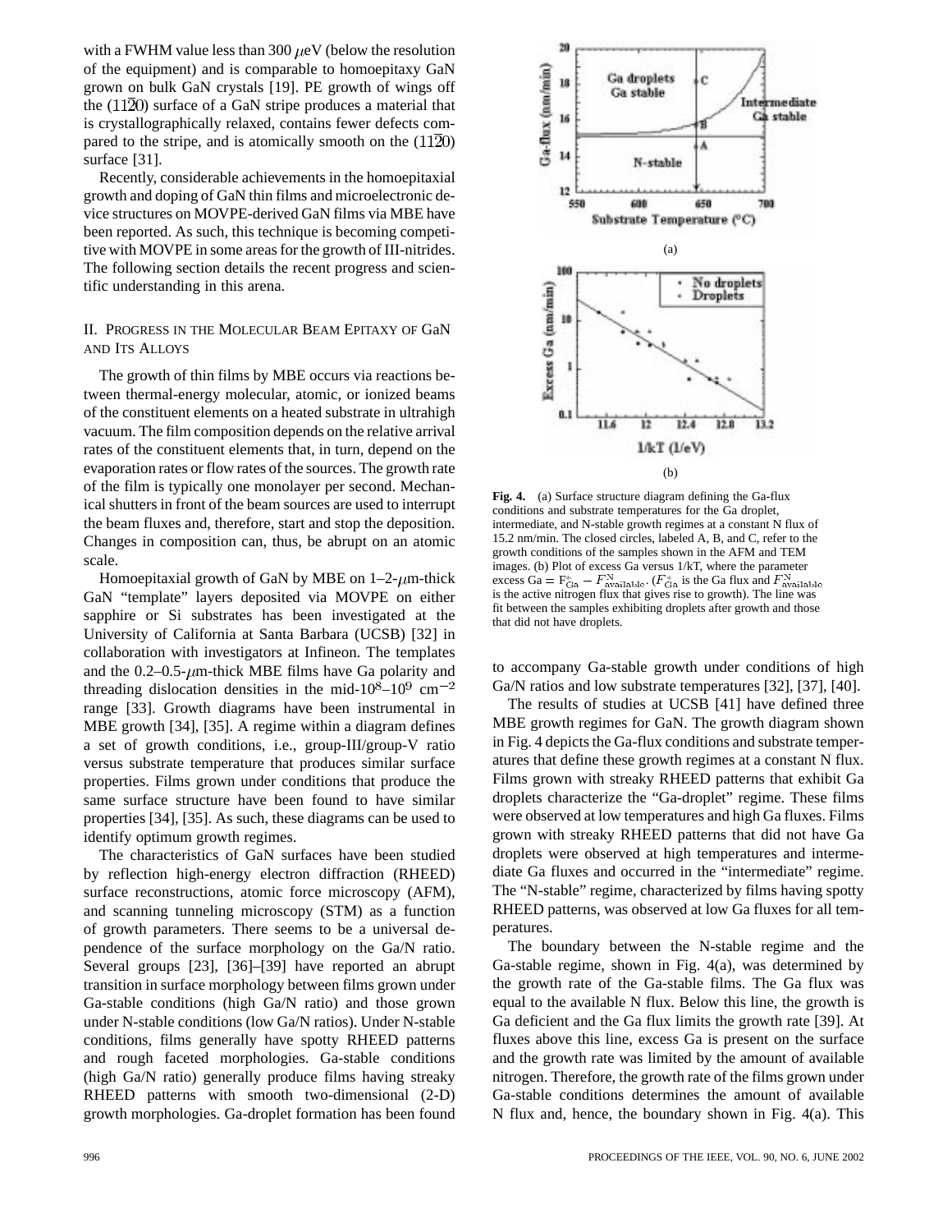with a FWHM value less than 300 $\mu$eV (below the resolution of the equipment) and is comparable to homoepitaxy GaN grown on bulk GaN crystals [19]. PE growth of wings off the $(11\bar{2}0)$ surface of a GaN stripe produces a material that is crystallographically relaxed, contains fewer defects compared to the stripe, and is atomically smooth on the $(11\bar{2}0)$ surface [31].

Recently, considerable achievements in the homoepitaxial growth and doping of GaN thin films and microelectronic device structures on MOVPE-derived GaN films via MBE have been reported. As such, this technique is becoming competitive with MOVPE in some areas for the growth of III-nitrides. The following section details the recent progress and scientific understanding in this arena.

## II. Progress in the Molecular Beam Epitaxy of GaN and Its Alloys

The growth of thin films by MBE occurs via reactions between thermal-energy molecular, atomic, or ionized beams of the constituent elements on a heated substrate in ultrahigh vacuum. The film composition depends on the relative arrival rates of the constituent elements that, in turn, depend on the evaporation rates or flow rates of the sources. The growth rate of the film is typically one monolayer per second. Mechanical shutters in front of the beam sources are used to interrupt the beam fluxes and, therefore, start and stop the deposition. Changes in composition can, thus, be abrupt on an atomic scale.

Homoepitaxial growth of GaN by MBE on 1–2-$\mu$m-thick GaN "template" layers deposited via MOVPE on either sapphire or Si substrates has been investigated at the University of California at Santa Barbara (UCSB) [32] in collaboration with investigators at Infineon. The templates and the 0.2–0.5-$\mu$m-thick MBE films have Ga polarity and threading dislocation densities in the mid-$10^8$–$10^9$ cm$^{-2}$ range [33]. Growth diagrams have been instrumental in MBE growth [34], [35]. A regime within a diagram defines a set of growth conditions, i.e., group-III/group-V ratio versus substrate temperature that produces similar surface properties. Films grown under conditions that produce the same surface structure have been found to have similar properties [34], [35]. As such, these diagrams can be used to identify optimum growth regimes.

The characteristics of GaN surfaces have been studied by reflection high-energy electron diffraction (RHEED) surface reconstructions, atomic force microscopy (AFM), and scanning tunneling microscopy (STM) as a function of growth parameters. There seems to be a universal dependence of the surface morphology on the Ga/N ratio. Several groups [23], [36]–[39] have reported an abrupt transition in surface morphology between films grown under Ga-stable conditions (high Ga/N ratio) and those grown under N-stable conditions (low Ga/N ratios). Under N-stable conditions, films generally have spotty RHEED patterns and rough faceted morphologies. Ga-stable conditions (high Ga/N ratio) generally produce films having streaky RHEED patterns with smooth two-dimensional (2-D) growth morphologies. Ga-droplet formation has been found to accompany Ga-stable growth under conditions of high Ga/N ratios and low substrate temperatures [32], [37], [40].

**Fig. 4.** (a) Surface structure diagram defining the Ga-flux conditions and substrate temperatures for the Ga droplet, intermediate, and N-stable growth regimes at a constant N flux of 15.2 nm/min. The closed circles, labeled A, B, and C, refer to the growth conditions of the samples shown in the AFM and TEM images. (b) Plot of excess Ga versus 1/kT, where the parameter excess Ga $= F^{*}_{\mathrm{Ga}} - F^{\mathrm{N}}_{\mathrm{available}}$. ($F^{*}_{\mathrm{Ga}}$ is the Ga flux and $F^{\mathrm{N}}_{\mathrm{available}}$ is the active nitrogen flux that gives rise to growth). The line was fit between the samples exhibiting droplets after growth and those that did not have droplets.

The results of studies at UCSB [41] have defined three MBE growth regimes for GaN. The growth diagram shown in Fig. 4 depicts the Ga-flux conditions and substrate temperatures that define these growth regimes at a constant N flux. Films grown with streaky RHEED patterns that exhibit Ga droplets characterize the "Ga-droplet" regime. These films were observed at low temperatures and high Ga fluxes. Films grown with streaky RHEED patterns that did not have Ga droplets were observed at high temperatures and intermediate Ga fluxes and occurred in the "intermediate" regime. The "N-stable" regime, characterized by films having spotty RHEED patterns, was observed at low Ga fluxes for all temperatures.

The boundary between the N-stable regime and the Ga-stable regime, shown in Fig. 4(a), was determined by the growth rate of the Ga-stable films. The Ga flux was equal to the available N flux. Below this line, the growth is Ga deficient and the Ga flux limits the growth rate [39]. At fluxes above this line, excess Ga is present on the surface and the growth rate was limited by the amount of available nitrogen. Therefore, the growth rate of the films grown under Ga-stable conditions determines the amount of available N flux and, hence, the boundary shown in Fig. 4(a). This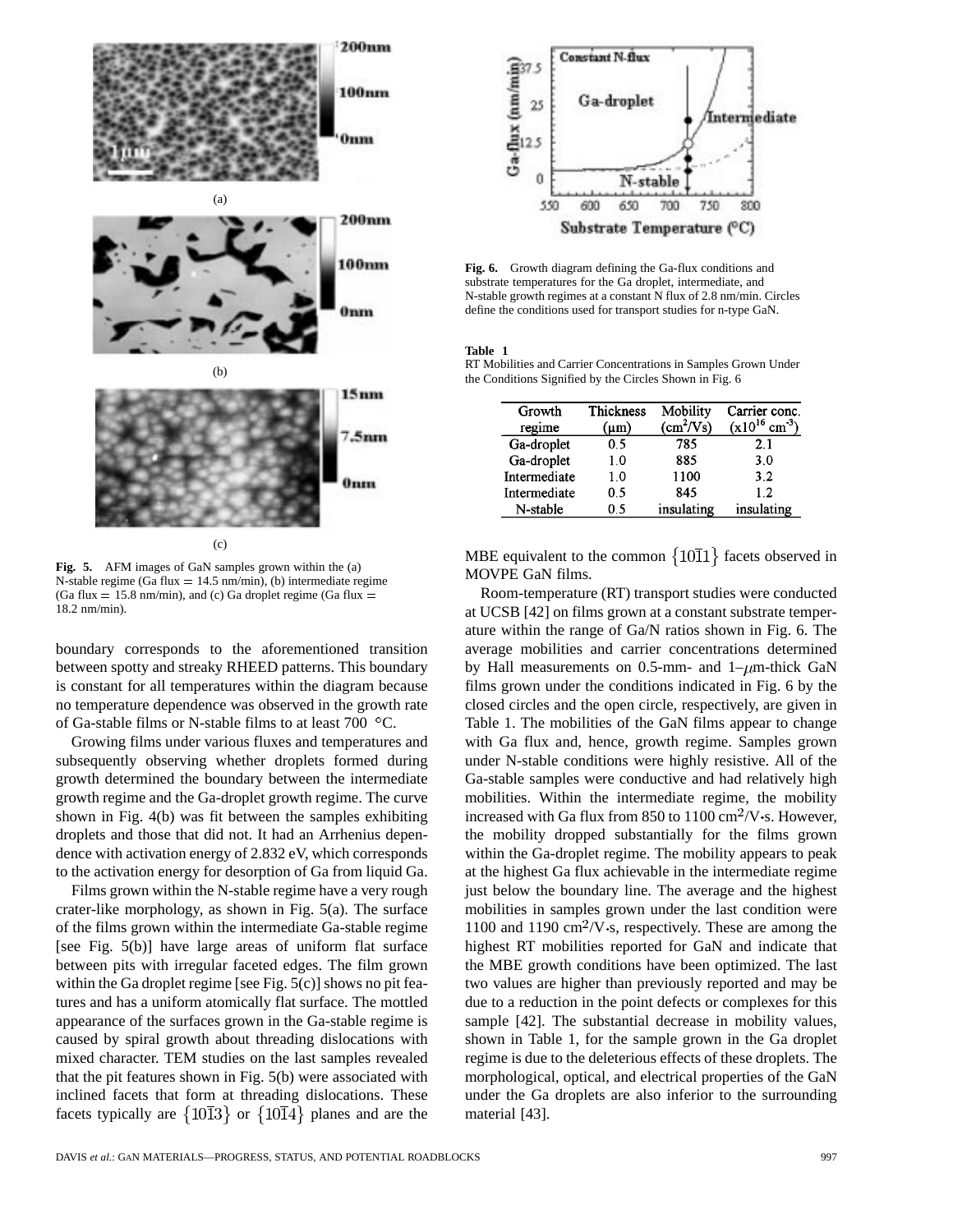(a)

(b)

(c)

**Fig. 5.** AFM images of GaN samples grown within the (a) N-stable regime (Ga flux = 14.5 nm/min), (b) intermediate regime (Ga flux = 15.8 nm/min), and (c) Ga droplet regime (Ga flux = 18.2 nm/min).

boundary corresponds to the aforementioned transition between spotty and streaky RHEED patterns. This boundary is constant for all temperatures within the diagram because no temperature dependence was observed in the growth rate of Ga-stable films or N-stable films to at least 700 °C.

Growing films under various fluxes and temperatures and subsequently observing whether droplets formed during growth determined the boundary between the intermediate growth regime and the Ga-droplet growth regime. The curve shown in Fig. 4(b) was fit between the samples exhibiting droplets and those that did not. It had an Arrhenius dependence with activation energy of 2.832 eV, which corresponds to the activation energy for desorption of Ga from liquid Ga.

Films grown within the N-stable regime have a very rough crater-like morphology, as shown in Fig. 5(a). The surface of the films grown within the intermediate Ga-stable regime [see Fig. 5(b)] have large areas of uniform flat surface between pits with irregular faceted edges. The film grown within the Ga droplet regime [see Fig. 5(c)] shows no pit features and has a uniform atomically flat surface. The mottled appearance of the surfaces grown in the Ga-stable regime is caused by spiral growth about threading dislocations with mixed character. TEM studies on the last samples revealed that the pit features shown in Fig. 5(b) were associated with inclined facets that form at threading dislocations. These facets typically are $\{10\bar{1}3\}$ or $\{10\bar{1}4\}$ planes and are the MBE equivalent to the common $\{10\bar{1}1\}$ facets observed in MOVPE GaN films.

**Fig. 6.** Growth diagram defining the Ga-flux conditions and substrate temperatures for the Ga droplet, intermediate, and N-stable growth regimes at a constant N flux of 2.8 nm/min. Circles define the conditions used for transport studies for n-type GaN.

**Table 1**
RT Mobilities and Carrier Concentrations in Samples Grown Under the Conditions Signified by the Circles Shown in Fig. 6

| Growth regime | Thickness (μm) | Mobility ($cm^2$/Vs) | Carrier conc. ($x10^{16}$ $cm^{-3}$) |
|---|---|---|---|
| Ga-droplet | 0.5 | 785 | 2.1 |
| Ga-droplet | 1.0 | 885 | 3.0 |
| Intermediate | 1.0 | 1100 | 3.2 |
| Intermediate | 0.5 | 845 | 1.2 |
| N-stable | 0.5 | insulating | insulating |

Room-temperature (RT) transport studies were conducted at UCSB [42] on films grown at a constant substrate temperature within the range of Ga/N ratios shown in Fig. 6. The average mobilities and carrier concentrations determined by Hall measurements on 0.5-mm- and 1–$\mu$m-thick GaN films grown under the conditions indicated in Fig. 6 by the closed circles and the open circle, respectively, are given in Table 1. The mobilities of the GaN films appear to change with Ga flux and, hence, growth regime. Samples grown under N-stable conditions were highly resistive. All of the Ga-stable samples were conductive and had relatively high mobilities. Within the intermediate regime, the mobility increased with Ga flux from 850 to 1100 $cm^2$/V·s. However, the mobility dropped substantially for the films grown within the Ga-droplet regime. The mobility appears to peak at the highest Ga flux achievable in the intermediate regime just below the boundary line. The average and the highest mobilities in samples grown under the last condition were 1100 and 1190 $cm^2$/V·s, respectively. These are among the highest RT mobilities reported for GaN and indicate that the MBE growth conditions have been optimized. The last two values are higher than previously reported and may be due to a reduction in the point defects or complexes for this sample [42]. The substantial decrease in mobility values, shown in Table 1, for the sample grown in the Ga droplet regime is due to the deleterious effects of these droplets. The morphological, optical, and electrical properties of the GaN under the Ga droplets are also inferior to the surrounding material [43].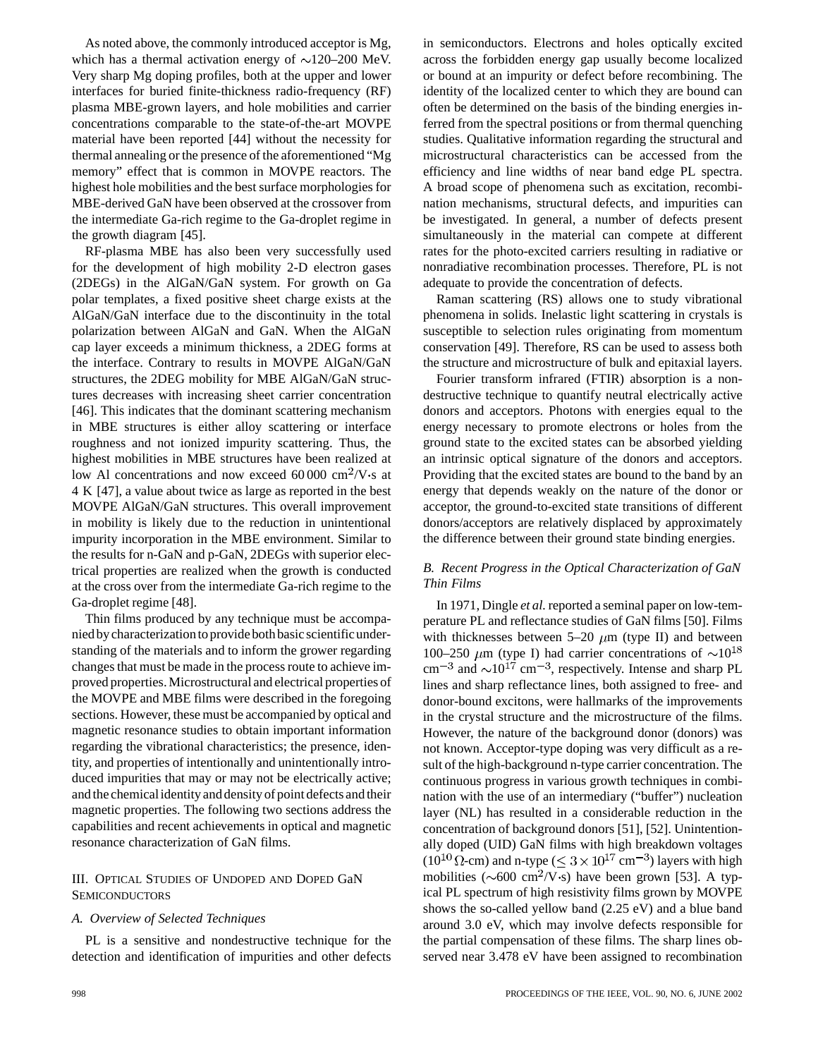As noted above, the commonly introduced acceptor is Mg, which has a thermal activation energy of ~120–200 MeV. Very sharp Mg doping profiles, both at the upper and lower interfaces for buried finite-thickness radio-frequency (RF) plasma MBE-grown layers, and hole mobilities and carrier concentrations comparable to the state-of-the-art MOVPE material have been reported [44] without the necessity for thermal annealing or the presence of the aforementioned "Mg memory" effect that is common in MOVPE reactors. The highest hole mobilities and the best surface morphologies for MBE-derived GaN have been observed at the crossover from the intermediate Ga-rich regime to the Ga-droplet regime in the growth diagram [45].

RF-plasma MBE has also been very successfully used for the development of high mobility 2-D electron gases (2DEGs) in the AlGaN/GaN system. For growth on Ga polar templates, a fixed positive sheet charge exists at the AlGaN/GaN interface due to the discontinuity in the total polarization between AlGaN and GaN. When the AlGaN cap layer exceeds a minimum thickness, a 2DEG forms at the interface. Contrary to results in MOVPE AlGaN/GaN structures, the 2DEG mobility for MBE AlGaN/GaN structures decreases with increasing sheet carrier concentration [46]. This indicates that the dominant scattering mechanism in MBE structures is either alloy scattering or interface roughness and not ionized impurity scattering. Thus, the highest mobilities in MBE structures have been realized at low Al concentrations and now exceed 60 000 $cm^2$/V·s at 4 K [47], a value about twice as large as reported in the best MOVPE AlGaN/GaN structures. This overall improvement in mobility is likely due to the reduction in unintentional impurity incorporation in the MBE environment. Similar to the results for n-GaN and p-GaN, 2DEGs with superior electrical properties are realized when the growth is conducted at the cross over from the intermediate Ga-rich regime to the Ga-droplet regime [48].

Thin films produced by any technique must be accompanied by characterization to provide both basic scientific understanding of the materials and to inform the grower regarding changes that must be made in the process route to achieve improved properties. Microstructural and electrical properties of the MOVPE and MBE films were described in the foregoing sections. However, these must be accompanied by optical and magnetic resonance studies to obtain important information regarding the vibrational characteristics; the presence, identity, and properties of intentionally and unintentionally introduced impurities that may or may not be electrically active; and the chemical identity and density of point defects and their magnetic properties. The following two sections address the capabilities and recent achievements in optical and magnetic resonance characterization of GaN films.

## III. Optical Studies of Undoped and Doped GaN Semiconductors

### *A. Overview of Selected Techniques*

PL is a sensitive and nondestructive technique for the detection and identification of impurities and other defects in semiconductors. Electrons and holes optically excited across the forbidden energy gap usually become localized or bound at an impurity or defect before recombining. The identity of the localized center to which they are bound can often be determined on the basis of the binding energies inferred from the spectral positions or from thermal quenching studies. Qualitative information regarding the structural and microstructural characteristics can be accessed from the efficiency and line widths of near band edge PL spectra. A broad scope of phenomena such as excitation, recombination mechanisms, structural defects, and impurities can be investigated. In general, a number of defects present simultaneously in the material can compete at different rates for the photo-excited carriers resulting in radiative or nonradiative recombination processes. Therefore, PL is not adequate to provide the concentration of defects.

Raman scattering (RS) allows one to study vibrational phenomena in solids. Inelastic light scattering in crystals is susceptible to selection rules originating from momentum conservation [49]. Therefore, RS can be used to assess both the structure and microstructure of bulk and epitaxial layers.

Fourier transform infrared (FTIR) absorption is a nondestructive technique to quantify neutral electrically active donors and acceptors. Photons with energies equal to the energy necessary to promote electrons or holes from the ground state to the excited states can be absorbed yielding an intrinsic optical signature of the donors and acceptors. Providing that the excited states are bound to the band by an energy that depends weakly on the nature of the donor or acceptor, the ground-to-excited state transitions of different donors/acceptors are relatively displaced by approximately the difference between their ground state binding energies.

### *B. Recent Progress in the Optical Characterization of GaN Thin Films*

In 1971, Dingle *et al.* reported a seminal paper on low-temperature PL and reflectance studies of GaN films [50]. Films with thicknesses between 5–20 $\mu$m (type II) and between 100–250 $\mu$m (type I) had carrier concentrations of $\sim10^{18}$ $cm^{-3}$ and $\sim10^{17}$ $cm^{-3}$, respectively. Intense and sharp PL lines and sharp reflectance lines, both assigned to free- and donor-bound excitons, were hallmarks of the improvements in the crystal structure and the microstructure of the films. However, the nature of the background donor (donors) was not known. Acceptor-type doping was very difficult as a result of the high-background n-type carrier concentration. The continuous progress in various growth techniques in combination with the use of an intermediary ("buffer") nucleation layer (NL) has resulted in a considerable reduction in the concentration of background donors [51], [52]. Unintentionally doped (UID) GaN films with high breakdown voltages ($10^{10}$ Ω-cm) and n-type ($\leq 3 \times 10^{17}$ $cm^{-3}$) layers with high mobilities (~600 $cm^2$/V·s) have been grown [53]. A typical PL spectrum of high resistivity films grown by MOVPE shows the so-called yellow band (2.25 eV) and a blue band around 3.0 eV, which may involve defects responsible for the partial compensation of these films. The sharp lines observed near 3.478 eV have been assigned to recombination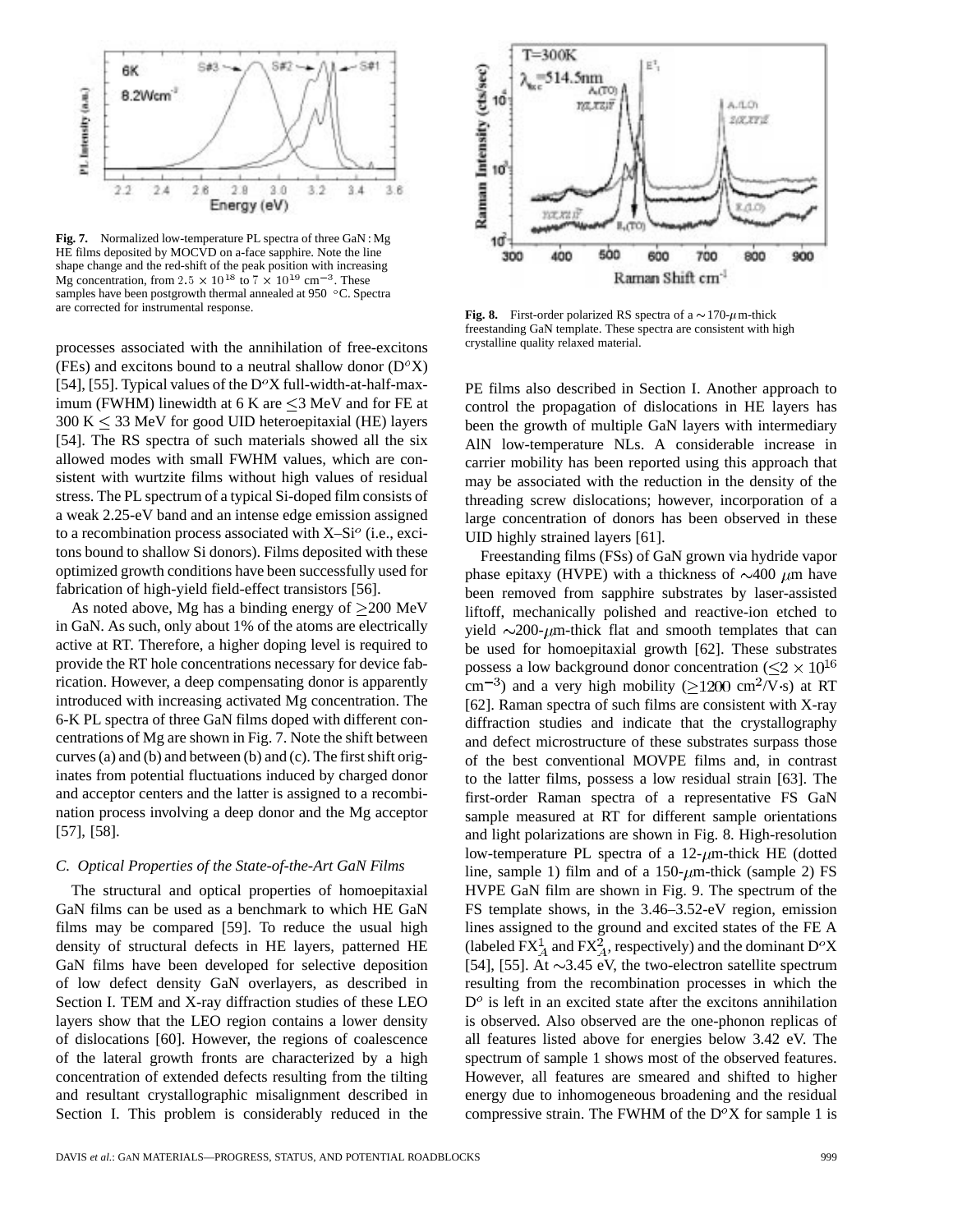**Fig. 7.** Normalized low-temperature PL spectra of three GaN : Mg HE films deposited by MOCVD on a-face sapphire. Note the line shape change and the red-shift of the peak position with increasing Mg concentration, from $2.5 \times 10^{18}$ to $7 \times 10^{19}$ cm$^{-3}$. These samples have been postgrowth thermal annealed at 950 °C. Spectra are corrected for instrumental response.

**Fig. 8.** First-order polarized RS spectra of a ~170-$\mu$m-thick freestanding GaN template. These spectra are consistent with high crystalline quality relaxed material.

processes associated with the annihilation of free-excitons (FEs) and excitons bound to a neutral shallow donor ($D^oX$) [54], [55]. Typical values of the $D^oX$ full-width-at-half-maximum (FWHM) linewidth at 6 K are ≤3 MeV and for FE at 300 K ≤ 33 MeV for good UID heteroepitaxial (HE) layers [54]. The RS spectra of such materials showed all the six allowed modes with small FWHM values, which are consistent with wurtzite films without high values of residual stress. The PL spectrum of a typical Si-doped film consists of a weak 2.25-eV band and an intense edge emission assigned to a recombination process associated with X–$Si^o$ (i.e., excitons bound to shallow Si donors). Films deposited with these optimized growth conditions have been successfully used for fabrication of high-yield field-effect transistors [56].

As noted above, Mg has a binding energy of ≥200 MeV in GaN. As such, only about 1% of the atoms are electrically active at RT. Therefore, a higher doping level is required to provide the RT hole concentrations necessary for device fabrication. However, a deep compensating donor is apparently introduced with increasing activated Mg concentration. The 6-K PL spectra of three GaN films doped with different concentrations of Mg are shown in Fig. 7. Note the shift between curves (a) and (b) and between (b) and (c). The first shift originates from potential fluctuations induced by charged donor and acceptor centers and the latter is assigned to a recombination process involving a deep donor and the Mg acceptor [57], [58].

### *C. Optical Properties of the State-of-the-Art GaN Films*

The structural and optical properties of homoepitaxial GaN films can be used as a benchmark to which HE GaN films may be compared [59]. To reduce the usual high density of structural defects in HE layers, patterned HE GaN films have been developed for selective deposition of low defect density GaN overlayers, as described in Section I. TEM and X-ray diffraction studies of these LEO layers show that the LEO region contains a lower density of dislocations [60]. However, the regions of coalescence of the lateral growth fronts are characterized by a high concentration of extended defects resulting from the tilting and resultant crystallographic misalignment described in Section I. This problem is considerably reduced in the PE films also described in Section I. Another approach to control the propagation of dislocations in HE layers has been the growth of multiple GaN layers with intermediary AlN low-temperature NLs. A considerable increase in carrier mobility has been reported using this approach that may be associated with the reduction in the density of the threading screw dislocations; however, incorporation of a large concentration of donors has been observed in these UID highly strained layers [61].

Freestanding films (FSs) of GaN grown via hydride vapor phase epitaxy (HVPE) with a thickness of ~400 $\mu$m have been removed from sapphire substrates by laser-assisted liftoff, mechanically polished and reactive-ion etched to yield ~200-$\mu$m-thick flat and smooth templates that can be used for homoepitaxial growth [62]. These substrates possess a low background donor concentration ($\leq 2 \times 10^{16}$ cm$^{-3}$) and a very high mobility ($\geq 1200$ cm$^2$/V·s) at RT [62]. Raman spectra of such films are consistent with X-ray diffraction studies and indicate that the crystallography and defect microstructure of these substrates surpass those of the best conventional MOVPE films and, in contrast to the latter films, possess a low residual strain [63]. The first-order Raman spectra of a representative FS GaN sample measured at RT for different sample orientations and light polarizations are shown in Fig. 8. High-resolution low-temperature PL spectra of a 12-$\mu$m-thick HE (dotted line, sample 1) film and of a 150-$\mu$m-thick (sample 2) FS HVPE GaN film are shown in Fig. 9. The spectrum of the FS template shows, in the 3.46–3.52-eV region, emission lines assigned to the ground and excited states of the FE A (labeled $FX_A^1$ and $FX_A^2$, respectively) and the dominant $D^oX$ [54], [55]. At ~3.45 eV, the two-electron satellite spectrum resulting from the recombination processes in which the $D^o$ is left in an excited state after the excitons annihilation is observed. Also observed are the one-phonon replicas of all features listed above for energies below 3.42 eV. The spectrum of sample 1 shows most of the observed features. However, all features are smeared and shifted to higher energy due to inhomogeneous broadening and the residual compressive strain. The FWHM of the $D^oX$ for sample 1 is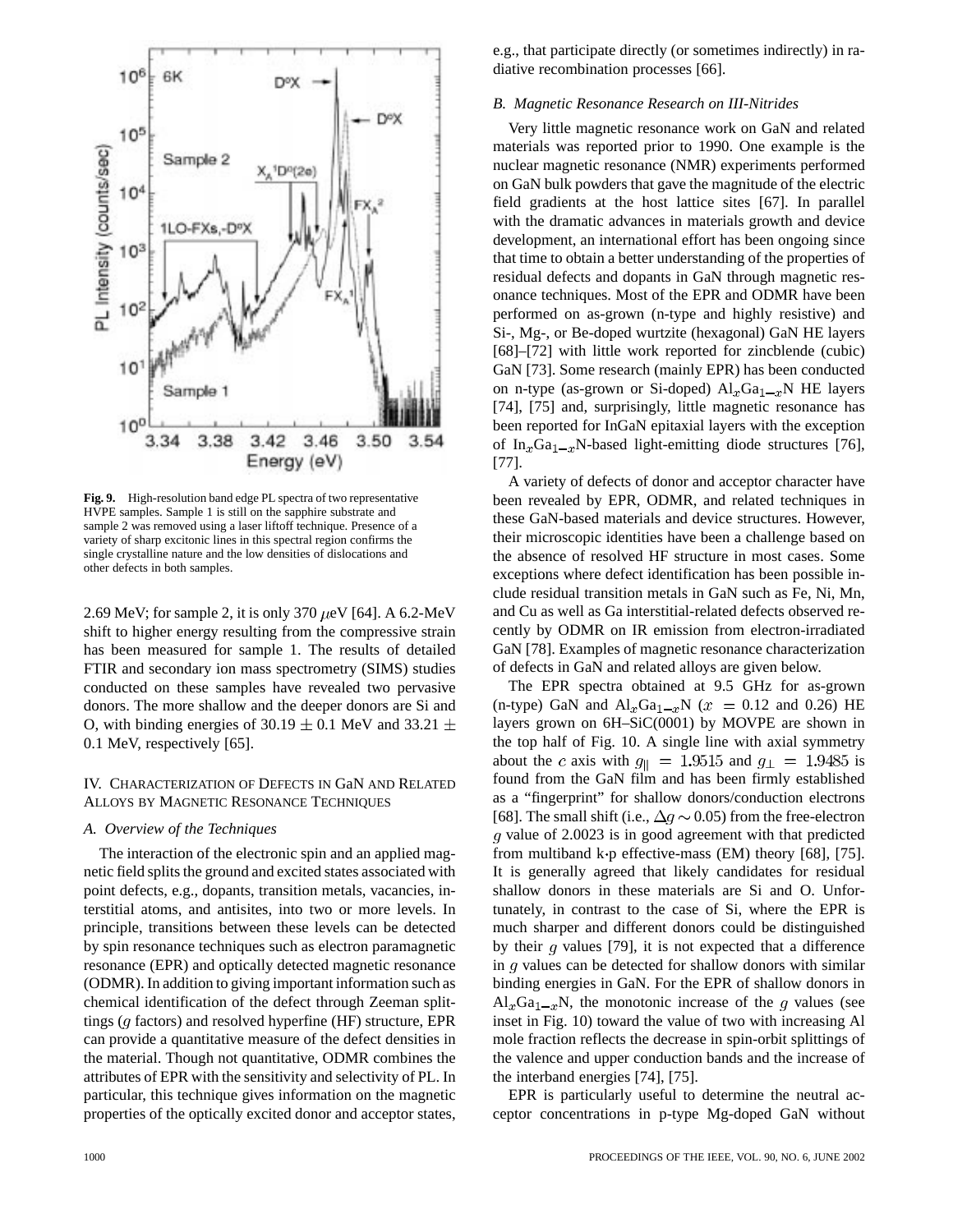Fig. 9. High-resolution band edge PL spectra of two representative HVPE samples. Sample 1 is still on the sapphire substrate and sample 2 was removed using a laser liftoff technique. Presence of a variety of sharp excitonic lines in this spectral region confirms the single crystalline nature and the low densities of dislocations and other defects in both samples.

2.69 MeV; for sample 2, it is only 370 $\mu$eV [64]. A 6.2-MeV shift to higher energy resulting from the compressive strain has been measured for sample 1. The results of detailed FTIR and secondary ion mass spectrometry (SIMS) studies conducted on these samples have revealed two pervasive donors. The more shallow and the deeper donors are Si and O, with binding energies of 30.19 $\pm$ 0.1 MeV and 33.21 $\pm$ 0.1 MeV, respectively [65].

## IV. Characterization of Defects in GaN and Related Alloys by Magnetic Resonance Techniques

### *A. Overview of the Techniques*

The interaction of the electronic spin and an applied magnetic field splits the ground and excited states associated with point defects, e.g., dopants, transition metals, vacancies, interstitial atoms, and antisites, into two or more levels. In principle, transitions between these levels can be detected by spin resonance techniques such as electron paramagnetic resonance (EPR) and optically detected magnetic resonance (ODMR). In addition to giving important information such as chemical identification of the defect through Zeeman splittings ($g$ factors) and resolved hyperfine (HF) structure, EPR can provide a quantitative measure of the defect densities in the material. Though not quantitative, ODMR combines the attributes of EPR with the sensitivity and selectivity of PL. In particular, this technique gives information on the magnetic properties of the optically excited donor and acceptor states, e.g., that participate directly (or sometimes indirectly) in radiative recombination processes [66].

### *B. Magnetic Resonance Research on III-Nitrides*

Very little magnetic resonance work on GaN and related materials was reported prior to 1990. One example is the nuclear magnetic resonance (NMR) experiments performed on GaN bulk powders that gave the magnitude of the electric field gradients at the host lattice sites [67]. In parallel with the dramatic advances in materials growth and device development, an international effort has been ongoing since that time to obtain a better understanding of the properties of residual defects and dopants in GaN through magnetic resonance techniques. Most of the EPR and ODMR have been performed on as-grown (n-type and highly resistive) and Si-, Mg-, or Be-doped wurtzite (hexagonal) GaN HE layers [68]–[72] with little work reported for zincblende (cubic) GaN [73]. Some research (mainly EPR) has been conducted on n-type (as-grown or Si-doped) $Al_xGa_{1-x}N$ HE layers [74], [75] and, surprisingly, little magnetic resonance has been reported for InGaN epitaxial layers with the exception of $In_xGa_{1-x}N$-based light-emitting diode structures [76], [77].

A variety of defects of donor and acceptor character have been revealed by EPR, ODMR, and related techniques in these GaN-based materials and device structures. However, their microscopic identities have been a challenge based on the absence of resolved HF structure in most cases. Some exceptions where defect identification has been possible include residual transition metals in GaN such as Fe, Ni, Mn, and Cu as well as Ga interstitial-related defects observed recently by ODMR on IR emission from electron-irradiated GaN [78]. Examples of magnetic resonance characterization of defects in GaN and related alloys are given below.

The EPR spectra obtained at 9.5 GHz for as-grown (n-type) GaN and $Al_xGa_{1-x}N$ ($x = 0.12$ and 0.26) HE layers grown on 6H–SiC(0001) by MOVPE are shown in the top half of Fig. 10. A single line with axial symmetry about the $c$ axis with $g_{\parallel} = 1.9515$ and $g_{\perp} = 1.9485$ is found from the GaN film and has been firmly established as a "fingerprint" for shallow donors/conduction electrons [68]. The small shift (i.e., $\Delta g \sim 0.05$) from the free-electron $g$ value of 2.0023 is in good agreement with that predicted from multiband k$\cdot$p effective-mass (EM) theory [68], [75]. It is generally agreed that likely candidates for residual shallow donors in these materials are Si and O. Unfortunately, in contrast to the case of Si, where the EPR is much sharper and different donors could be distinguished by their $g$ values [79], it is not expected that a difference in $g$ values can be detected for shallow donors with similar binding energies in GaN. For the EPR of shallow donors in $Al_xGa_{1-x}N$, the monotonic increase of the $g$ values (see inset in Fig. 10) toward the value of two with increasing Al mole fraction reflects the decrease in spin-orbit splittings of the valence and upper conduction bands and the increase of the interband energies [74], [75].

EPR is particularly useful to determine the neutral acceptor concentrations in p-type Mg-doped GaN without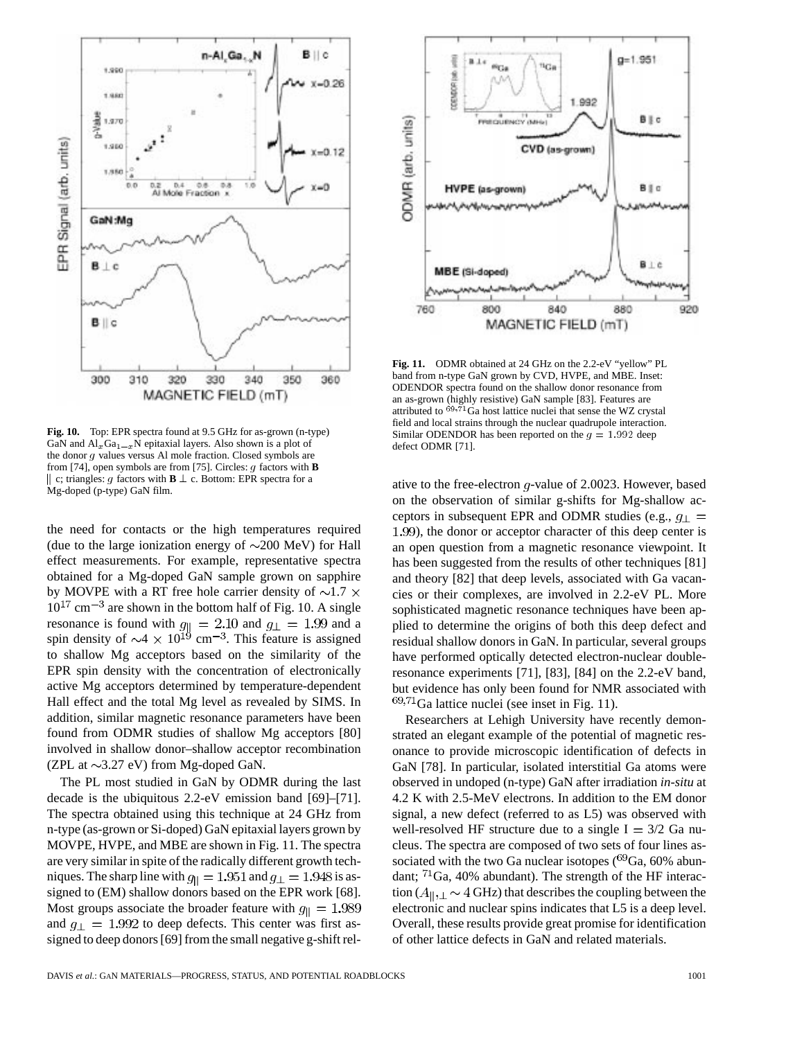**Fig. 10.** Top: EPR spectra found at 9.5 GHz for as-grown (n-type) GaN and $Al_xGa_{1-x}N$ epitaxial layers. Also shown is a plot of the donor $g$ values versus Al mole fraction. Closed symbols are from [74], open symbols are from [75]. Circles: $g$ factors with **B** $\parallel$ c; triangles: $g$ factors with **B** $\perp$ c. Bottom: EPR spectra for a Mg-doped (p-type) GaN film.

**Fig. 11.** ODMR obtained at 24 GHz on the 2.2-eV "yellow" PL band from n-type GaN grown by CVD, HVPE, and MBE. Inset: ODENDOR spectra found on the shallow donor resonance from an as-grown (highly resistive) GaN sample [83]. Features are attributed to $^{69,71}$Ga host lattice nuclei that sense the WZ crystal field and local strains through the nuclear quadrupole interaction. Similar ODENDOR has been reported on the $g = 1.992$ deep defect ODMR [71].

the need for contacts or the high temperatures required (due to the large ionization energy of ~200 MeV) for Hall effect measurements. For example, representative spectra obtained for a Mg-doped GaN sample grown on sapphire by MOVPE with a RT free hole carrier density of $\sim 1.7 \times 10^{17}$ cm$^{-3}$ are shown in the bottom half of Fig. 10. A single resonance is found with $g_{\parallel} = 2.10$ and $g_{\perp} = 1.99$ and a spin density of $\sim 4 \times 10^{19}$ cm$^{-3}$. This feature is assigned to shallow Mg acceptors based on the similarity of the EPR spin density with the concentration of electronically active Mg acceptors determined by temperature-dependent Hall effect and the total Mg level as revealed by SIMS. In addition, similar magnetic resonance parameters have been found from ODMR studies of shallow Mg acceptors [80] involved in shallow donor–shallow acceptor recombination (ZPL at ~3.27 eV) from Mg-doped GaN.

The PL most studied in GaN by ODMR during the last decade is the ubiquitous 2.2-eV emission band [69]–[71]. The spectra obtained using this technique at 24 GHz from n-type (as-grown or Si-doped) GaN epitaxial layers grown by MOVPE, HVPE, and MBE are shown in Fig. 11. The spectra are very similar in spite of the radically different growth techniques. The sharp line with $g_{\parallel} = 1.951$ and $g_{\perp} = 1.948$ is assigned to (EM) shallow donors based on the EPR work [68]. Most groups associate the broader feature with $g_{\parallel} = 1.989$ and $g_{\perp} = 1.992$ to deep defects. This center was first assigned to deep donors [69] from the small negative g-shift relative to the free-electron $g$-value of 2.0023. However, based on the observation of similar g-shifts for Mg-shallow acceptors in subsequent EPR and ODMR studies (e.g., $g_{\perp} = 1.99$), the donor or acceptor character of this deep center is an open question from a magnetic resonance viewpoint. It has been suggested from the results of other techniques [81] and theory [82] that deep levels, associated with Ga vacancies or their complexes, are involved in 2.2-eV PL. More sophisticated magnetic resonance techniques have been applied to determine the origins of both this deep defect and residual shallow donors in GaN. In particular, several groups have performed optically detected electron-nuclear double-resonance experiments [71], [83], [84] on the 2.2-eV band, but evidence has only been found for NMR associated with $^{69,71}$Ga lattice nuclei (see inset in Fig. 11).

Researchers at Lehigh University have recently demonstrated an elegant example of the potential of magnetic resonance to provide microscopic identification of defects in GaN [78]. In particular, isolated interstitial Ga atoms were observed in undoped (n-type) GaN after irradiation *in-situ* at 4.2 K with 2.5-MeV electrons. In addition to the EM donor signal, a new defect (referred to as L5) was observed with well-resolved HF structure due to a single I = 3/2 Ga nucleus. The spectra are composed of two sets of four lines associated with the two Ga nuclear isotopes ($^{69}$Ga, 60% abundant; $^{71}$Ga, 40% abundant). The strength of the HF interaction ($A_{\parallel,\perp} \sim 4$ GHz) that describes the coupling between the electronic and nuclear spins indicates that L5 is a deep level. Overall, these results provide great promise for identification of other lattice defects in GaN and related materials.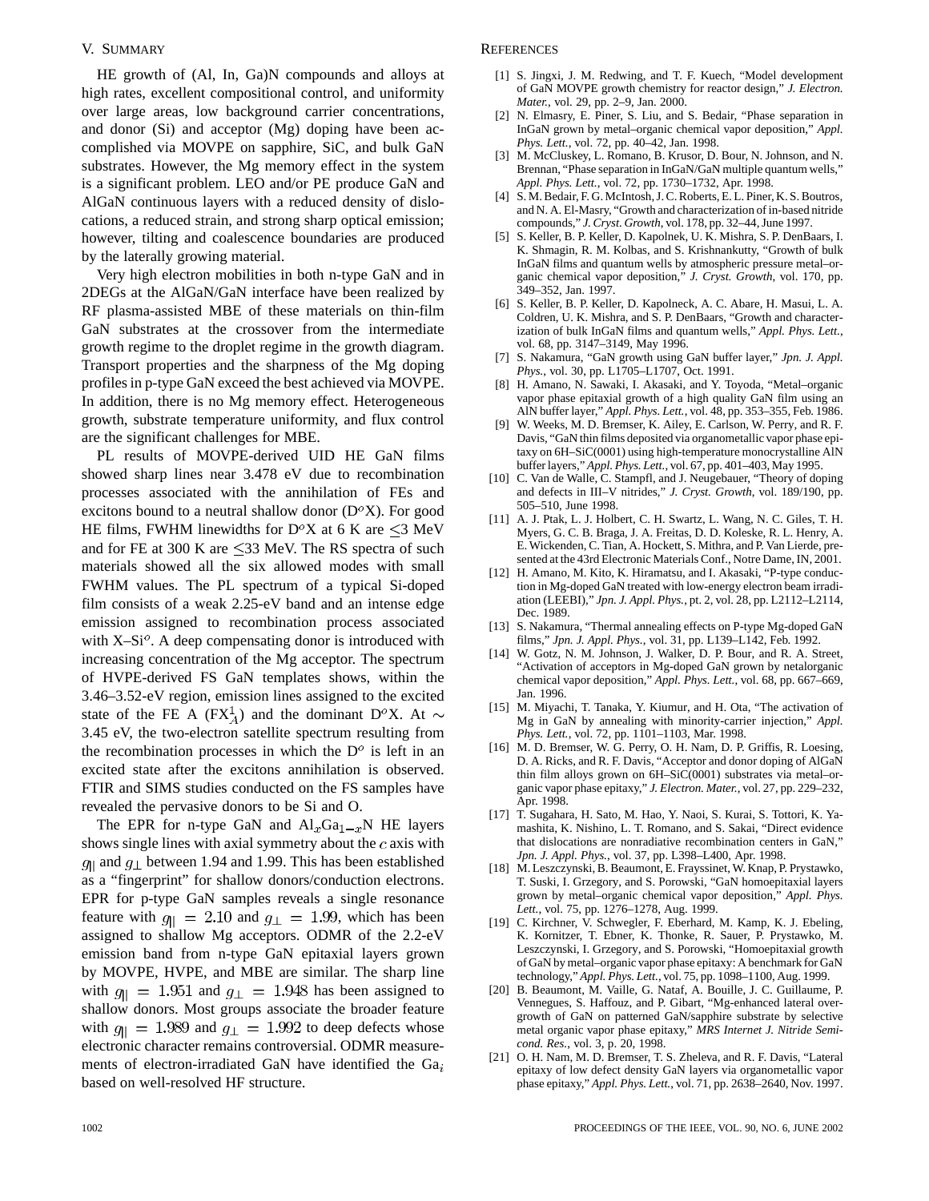## V. SUMMARY

HE growth of (Al, In, Ga)N compounds and alloys at high rates, excellent compositional control, and uniformity over large areas, low background carrier concentrations, and donor (Si) and acceptor (Mg) doping have been accomplished via MOVPE on sapphire, SiC, and bulk GaN substrates. However, the Mg memory effect in the system is a significant problem. LEO and/or PE produce GaN and AlGaN continuous layers with a reduced density of dislocations, a reduced strain, and strong sharp optical emission; however, tilting and coalescence boundaries are produced by the laterally growing material.

Very high electron mobilities in both n-type GaN and in 2DEGs at the AlGaN/GaN interface have been realized by RF plasma-assisted MBE of these materials on thin-film GaN substrates at the crossover from the intermediate growth regime to the droplet regime in the growth diagram. Transport properties and the sharpness of the Mg doping profiles in p-type GaN exceed the best achieved via MOVPE. In addition, there is no Mg memory effect. Heterogeneous growth, substrate temperature uniformity, and flux control are the significant challenges for MBE.

PL results of MOVPE-derived UID HE GaN films showed sharp lines near 3.478 eV due to recombination processes associated with the annihilation of FEs and excitons bound to a neutral shallow donor ($D^oX$). For good HE films, FWHM linewidths for $D^oX$ at 6 K are $\leq$3 MeV and for FE at 300 K are $\leq$33 MeV. The RS spectra of such materials showed all the six allowed modes with small FWHM values. The PL spectrum of a typical Si-doped film consists of a weak 2.25-eV band and an intense edge emission assigned to recombination process associated with X–$Si^o$. A deep compensating donor is introduced with increasing concentration of the Mg acceptor. The spectrum of HVPE-derived FS GaN templates shows, within the 3.46–3.52-eV region, emission lines assigned to the excited state of the FE A ($FX_A^1$) and the dominant $D^oX$. At $\sim$ 3.45 eV, the two-electron satellite spectrum resulting from the recombination processes in which the $D^o$ is left in an excited state after the excitons annihilation is observed. FTIR and SIMS studies conducted on the FS samples have revealed the pervasive donors to be Si and O.

The EPR for n-type GaN and $Al_xGa_{1-x}N$ HE layers shows single lines with axial symmetry about the $c$ axis with $g_{\|}$ and $g_{\perp}$ between 1.94 and 1.99. This has been established as a "fingerprint" for shallow donors/conduction electrons. EPR for p-type GaN samples reveals a single resonance feature with $g_{\|} = 2.10$ and $g_{\perp} = 1.99$, which has been assigned to shallow Mg acceptors. ODMR of the 2.2-eV emission band from n-type GaN epitaxial layers grown by MOVPE, HVPE, and MBE are similar. The sharp line with $g_{\|} = 1.951$ and $g_{\perp} = 1.948$ has been assigned to shallow donors. Most groups associate the broader feature with $g_{\|} = 1.989$ and $g_{\perp} = 1.992$ to deep defects whose electronic character remains controversial. ODMR measurements of electron-irradiated GaN have identified the $Ga_i$ based on well-resolved HF structure.

## REFERENCES

[1] S. Jingxi, J. M. Redwing, and T. F. Kuech, "Model development of GaN MOVPE growth chemistry for reactor design," *J. Electron. Mater.*, vol. 29, pp. 2–9, Jan. 2000.

[2] N. Elmasry, E. Piner, S. Liu, and S. Bedair, "Phase separation in InGaN grown by metal–organic chemical vapor deposition," *Appl. Phys. Lett.*, vol. 72, pp. 40–42, Jan. 1998.

[3] M. McCluskey, L. Romano, B. Krusor, D. Bour, N. Johnson, and N. Brennan, "Phase separation in InGaN/GaN multiple quantum wells," *Appl. Phys. Lett.*, vol. 72, pp. 1730–1732, Apr. 1998.

[4] S. M. Bedair, F. G. McIntosh, J. C. Roberts, E. L. Piner, K. S. Boutros, and N. A. El-Masry, "Growth and characterization of in-based nitride compounds," *J. Cryst. Growth*, vol. 178, pp. 32–44, June 1997.

[5] S. Keller, B. P. Keller, D. Kapolnek, U. K. Mishra, S. P. DenBaars, I. K. Shmagin, R. M. Kolbas, and S. Krishnankutty, "Growth of bulk InGaN films and quantum wells by atmospheric pressure metal–organic chemical vapor deposition," *J. Cryst. Growth*, vol. 170, pp. 349–352, Jan. 1997.

[6] S. Keller, B. P. Keller, D. Kapolneck, A. C. Abare, H. Masui, L. A. Coldren, U. K. Mishra, and S. P. DenBaars, "Growth and characterization of bulk InGaN films and quantum wells," *Appl. Phys. Lett.*, vol. 68, pp. 3147–3149, May 1996.

[7] S. Nakamura, "GaN growth using GaN buffer layer," *Jpn. J. Appl. Phys.*, vol. 30, pp. L1705–L1707, Oct. 1991.

[8] H. Amano, N. Sawaki, I. Akasaki, and Y. Toyoda, "Metal–organic vapor phase epitaxial growth of a high quality GaN film using an AlN buffer layer," *Appl. Phys. Lett.*, vol. 48, pp. 353–355, Feb. 1986.

[9] W. Weeks, M. D. Bremser, K. Ailey, E. Carlson, W. Perry, and R. F. Davis, "GaN thin films deposited via organometallic vapor phase epitaxy on 6H–SiC(0001) using high-temperature monocrystalline AlN buffer layers," *Appl. Phys. Lett.*, vol. 67, pp. 401–403, May 1995.

[10] C. Van de Walle, C. Stampfl, and J. Neugebauer, "Theory of doping and defects in III–V nitrides," *J. Cryst. Growth*, vol. 189/190, pp. 505–510, June 1998.

[11] A. J. Ptak, L. J. Holbert, C. H. Swartz, L. Wang, N. C. Giles, T. H. Myers, G. C. B. Braga, J. A. Freitas, D. D. Koleske, R. L. Henry, A. E. Wickenden, C. Tian, A. Hockett, S. Mithra, and P. Van Lierde, presented at the 43rd Electronic Materials Conf., Notre Dame, IN, 2001.

[12] H. Amano, M. Kito, K. Hiramatsu, and I. Akasaki, "P-type conduction in Mg-doped GaN treated with low-energy electron beam irradiation (LEEBI)," *Jpn. J. Appl. Phys.*, pt. 2, vol. 28, pp. L2112–L2114, Dec. 1989.

[13] S. Nakamura, "Thermal annealing effects on P-type Mg-doped GaN films," *Jpn. J. Appl. Phys.*, vol. 31, pp. L139–L142, Feb. 1992.

[14] W. Gotz, N. M. Johnson, J. Walker, D. P. Bour, and R. A. Street, "Activation of acceptors in Mg-doped GaN grown by netalorganic chemical vapor deposition," *Appl. Phys. Lett.*, vol. 68, pp. 667–669, Jan. 1996.

[15] M. Miyachi, T. Tanaka, Y. Kiumur, and H. Ota, "The activation of Mg in GaN by annealing with minority-carrier injection," *Appl. Phys. Lett.*, vol. 72, pp. 1101–1103, Mar. 1998.

[16] M. D. Bremser, W. G. Perry, O. H. Nam, D. P. Griffis, R. Loesing, D. A. Ricks, and R. F. Davis, "Acceptor and donor doping of AlGaN thin film alloys grown on 6H–SiC(0001) substrates via metal–organic vapor phase epitaxy," *J. Electron. Mater.*, vol. 27, pp. 229–232, Apr. 1998.

[17] T. Sugahara, H. Sato, M. Hao, Y. Naoi, S. Kurai, S. Tottori, K. Yamashita, K. Nishino, L. T. Romano, and S. Sakai, "Direct evidence that dislocations are nonradiative recombination centers in GaN," *Jpn. J. Appl. Phys.*, vol. 37, pp. L398–L400, Apr. 1998.

[18] M. Leszczynski, B. Beaumont, E. Frayssinet, W. Knap, P. Prystawko, T. Suski, I. Grzegory, and S. Porowski, "GaN homoepitaxial layers grown by metal–organic chemical vapor deposition," *Appl. Phys. Lett.*, vol. 75, pp. 1276–1278, Aug. 1999.

[19] C. Kirchner, V. Schwegler, F. Eberhard, M. Kamp, K. J. Ebeling, K. Kornitzer, T. Ebner, K. Thonke, R. Sauer, P. Prystawko, M. Leszczynski, I. Grzegory, and S. Porowski, "Homoepitaxial growth of GaN by metal–organic vapor phase epitaxy: A benchmark for GaN technology," *Appl. Phys. Lett.*, vol. 75, pp. 1098–1100, Aug. 1999.

[20] B. Beaumont, M. Vaille, G. Nataf, A. Bouille, J. C. Guillaume, P. Vennegues, S. Haffouz, and P. Gibart, "Mg-enhanced lateral overgrowth of GaN on patterned GaN/sapphire substrate by selective metal organic vapor phase epitaxy," *MRS Internet J. Nitride Semicond. Res.*, vol. 3, p. 20, 1998.

[21] O. H. Nam, M. D. Bremser, T. S. Zheleva, and R. F. Davis, "Lateral epitaxy of low defect density GaN layers via organometallic vapor phase epitaxy," *Appl. Phys. Lett.*, vol. 71, pp. 2638–2640, Nov. 1997.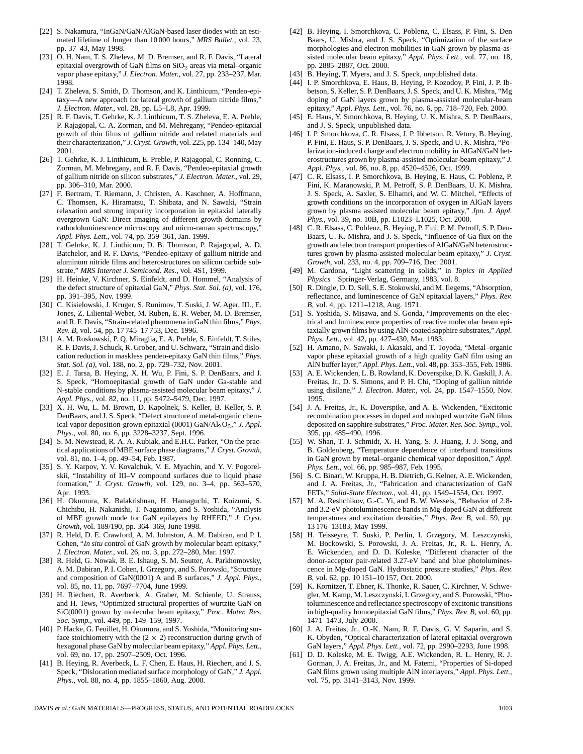[22] S. Nakamura, "InGaN/GaN/AlGaN-based laser diodes with an estimated lifetime of longer than 10 000 hours," *MRS Bullet.*, vol. 23, pp. 37–43, May 1998.

[23] O. H. Nam, T. S. Zheleva, M. D. Bremser, and R. F. Davis, "Lateral epitaxial overgrowth of GaN films on $SiO_2$ areas via metal–organic vapor phase epitaxy," *J. Electron. Mater.*, vol. 27, pp. 233–237, Mar. 1998.

[24] T. Zheleva, S. Smith, D. Thomson, and K. Linthicum, "Pendeo-epitaxy—A new approach for lateral growth of gallium nitride films," *J. Electron. Mater.*, vol. 28, pp. L5–L8, Apr. 1999.

[25] R. F. Davis, T. Gehrke, K. J. Linthicum, T. S. Zheleva, E. A. Preble, P. Rajagopal, C. A. Zorman, and M. Mehregany, "Pendeo-epitaxial growth of thin films of gallium nitride and related materials and their characterization," *J. Cryst. Growth*, vol. 225, pp. 134–140, May 2001.

[26] T. Gehrke, K. J. Linthicum, E. Preble, P. Rajagopal, C. Ronning, C. Zorman, M. Mehregany, and R. F. Davis, "Pendeo-epitaxial growth of gallium nitride on silicon substrates," *J. Electron. Mater.*, vol. 29, pp. 306–310, Mar. 2000.

[27] F. Bertram, T. Riemann, J. Christen, A. Kaschner, A. Hoffmann, C. Thomsen, K. Hiramatsu, T. Shibata, and N. Sawaki, "Strain relaxation and strong impurity incorporation in epitaxial laterally overgrown GaN: Direct imaging of different growth domains by cathodoluminescence microscopy and micro-raman spectroscopy," *Appl. Phys. Lett.*, vol. 74, pp. 359–361, Jan. 1999.

[28] T. Gehrke, K. J. Linthicum, D. B. Thomson, P. Rajagopal, A. D. Batchelor, and R. F. Davis, "Pendeo-epitaxy of gallium nitride and aluminum nitride films and heterostructures on silicon carbide substrate," *MRS Internet J. Semicond. Res.*, vol. 4S1, 1999.

[29] H. Heinke, V. Kirchner, S. Einfeldt, and D. Hommel, "Analysis of the defect structure of epitaxial GaN," *Phys. Stat. Sol. (a)*, vol. 176, pp. 391–395, Nov. 1999.

[30] C. Kisielowski, J. Kruger, S. Runimov, T. Suski, J. W. Ager, III., E. Jones, Z. Liliental-Weber, M. Ruben, E. R. Weber, M. D. Bremser, and R. F. Davis, "Strain-related phenomena in GaN thin films," *Phys. Rev. B*, vol. 54, pp. 17 745–17 753, Dec. 1996.

[31] A. M. Roskowski, P. Q. Miraglia, E. A. Preble, S. Einfeldt, T. Stiles, R. F. Davis, J. Schuck, R. Grober, and U. Schwarz, "Strain and dislocation reduction in maskless pendeo-epitaxy GaN thin films," *Phys. Stat. Sol. (a)*, vol. 188, no. 2, pp. 729–732, Nov. 2001.

[32] E. J. Tarsa, B. Heying, X. H. Wu, P. Fini, S. P. DenBaars, and J. S. Speck, "Homoepitaxial growth of GaN under Ga-stable and N-stable conditions by plasma-assisted molecular beam epitaxy," *J. Appl. Phys.*, vol. 82, no. 11, pp. 5472–5479, Dec. 1997.

[33] X. H. Wu, L. M. Brown, D. Kapolnek, S. Keller, B. Keller, S. P. DenBaars, and J. S. Speck, "Defect structure of metal-organic chemical vapor deposition-grown epitaxial (0001) $GaN/Al_2O_3$," *J. Appl. Phys.*, vol. 80, no. 6, pp. 3228–3237, Sept. 1996.

[34] S. M. Newstead, R. A. A. Kubiak, and E.H.C. Parker, "On the practical applications of MBE surface phase diagrams," *J. Cryst. Growth*, vol. 81, no. 1–4, pp. 49–54, Feb. 1987.

[35] S. Y. Karpov, Y. V. Kovalchuk, V. E. Myachin, and Y. V. Pogorelskii, "Instability of III–V compound surfaces due to liquid phase formation," *J. Cryst. Growth*, vol. 129, no. 3–4, pp. 563–570, Apr. 1993.

[36] H. Okumura, K. Balakrishnan, H. Hamaguchi, T. Koizumi, S. Chichibu, H. Nakanishi, T. Nagatomo, and S. Yoshida, "Analysis of MBE growth mode for GaN epilayers by RHEED," *J. Cryst. Growth*, vol. 189/190, pp. 364–369, June 1998.

[37] R. Held, D. E. Crawford, A. M. Johnston, A. M. Dabiran, and P. I. Cohen, "*In situ* control of GaN growth by molecular beam epitaxy," *J. Electron. Mater.*, vol. 26, no. 3, pp. 272–280, Mar. 1997.

[38] R. Held, G. Nowak, B. E. Ishaug, S. M. Seutter, A. Parkhomovsky, A. M. Dabiran, P. I. Cohen, I. Grzegory, and S. Porowski, "Structure and composition of GaN(0001) A and B surfaces," *J. Appl. Phys.*, vol. 85, no. 11, pp. 7697–7704, June 1999.

[39] H. Riechert, R. Averbeck, A. Graber, M. Schienle, U. Strauss, and H. Tews, "Optimized structural properties of wurtzite GaN on SiC(0001) grown by molecular beam epitaxy," *Proc. Mater. Res. Soc. Symp.*, vol. 449, pp. 149–159, 1997.

[40] P. Hacke, G. Feuillet, H. Okumura, and S. Yoshida, "Monitoring surface stoichiometry with the $(2 \times 2)$ reconstruction during grwth of hexagonal phase GaN by molecular beam epitaxy," *Appl. Phys. Lett.*, vol. 69, no. 17, pp. 2507–2509, Oct. 1996.

[41] B. Heying, R. Averbeck, L. F. Chen, E. Haus, H. Riechert, and J. S. Speck, "Dislocation mediated surface morphology of GaN," *J. Appl. Phys.*, vol. 88, no. 4, pp. 1855–1860, Aug. 2000.

[42] B. Heying, I. Smorchkova, C. Poblenz, C. Elsass, P. Fini, S. Den Baars, U. Mishra, and J. S. Speck, "Optimization of the surface morphologies and electron mobilities in GaN grown by plasma-assisted molecular beam epitaxy," *Appl. Phys. Lett.*, vol. 77, no. 18, pp. 2885–2887, Oct. 2000.

[43] B. Heying, T. Myers, and J. S. Speck, unpublished data.

[44] I. P. Smorchkova, E. Haus, B. Heying, P. Kozodoy, P. Fini, J. P. Ibbetson, S. Keller, S. P. DenBaars, J. S. Speck, and U. K. Mishra, "Mg doping of GaN layers grown by plasma-assisted molecular-beam epitaxy," *Appl. Phys. Lett.*, vol. 76, no. 6, pp. 718–720, Feb. 2000.

[45] E. Haus, Y. Smorchkova, B. Heying, U. K. Mishra, S. P. DenBaars, and J. S. Speck, unpublished data.

[46] I. P. Smorchkova, C. R. Elsass, J. P. Ibbetson, R. Vetury, B. Heying, P. Fini, E. Haus, S. P. DenBaars, J. S. Speck, and U. K. Mishra, "Polarization-induced charge and electron mobility in AlGaN/GaN heterostructures grown by plasma-assisted molecular-beam epitaxy," *J. Appl. Phys.*, vol. 86, no. 8, pp. 4520–4526, Oct. 1999.

[47] C. R. Elsass, I. P. Smorchkova, B. Heying, E. Haus, C. Poblenz, P. Fini, K. Maranowski, P. M. Petroff, S. P. DenBaars, U. K. Mishra, J. S. Speck, A. Saxler, S. Elhamri, and W. C. Mitchel, "Effects of growth conditions on the incorporation of oxygen in AlGaN layers grown by plasma assisted molecular beam epitaxy," *Jpn. J. Appl. Phys.*, vol. 39, no. 10B, pp. L1023–L1025, Oct. 2000.

[48] C. R. Elsass, C. Poblenz, B. Heying, P. Fini, P. M. Petroff, S. P. DenBaars, U. K. Mishra, and J. S. Speck, "Influence of Ga flux on the growth and electron transport properties of AlGaN/GaN heterostructures grown by plasma-assisted molecular-beam epitaxy," *J. Cryst. Growth*, vol. 233, no. 4, pp. 709–716, Dec. 2001.

[49] M. Cardona, "Light scattering in solids," in *Topics in Applied Physics* Springer-Verlag, Germany, 1983, vol. 8.

[50] R. Dingle, D. D. Sell, S. E. Stokowski, and M. Ilegems, "Absorption, reflectance, and luminescence of GaN epitaxial layers," *Phys. Rev. B*, vol. 4, pp. 1211–1218, Aug. 1971.

[51] S. Yoshida, S. Misawa, and S. Gonda, "Improvements on the electrical and luminescence properties of reactive molecular beam epitaxially grown films by using AlN-coated sapphire substrates," *Appl. Phys. Lett.*, vol. 42, pp. 427–430, Mar. 1983.

[52] H. Amano, N. Sawaki, I. Akasaki, and T. Toyoda, "Metal–organic vapor phase epitaxial growth of a high quality GaN film using an AlN buffer layer," *Appl. Phys. Lett.*, vol. 48, pp. 353–355, Feb. 1986.

[53] A. E. Wickenden, L. B. Rowland, K. Doverspike, D. K. Gaskill, J. A. Freitas, Jr., D. S. Simons, and P. H. Chi, "Doping of gallium nitride using disilane," *J. Electron. Mater.*, vol. 24, pp. 1547–1550, Nov. 1995.

[54] J. A. Freitas, Jr., K. Doverspike, and A. E. Wickenden, "Excitonic recombination processes in doped and undoped wurtzite GaN films deposited on sapphire substrates," *Proc. Mater. Res. Soc. Symp.*, vol. 395, pp. 485–490, 1996.

[55] W. Shan, T. J. Schmidt, X. H. Yang, S. J. Huang, J. J. Song, and B. Goldenberg, "Temperature dependence of interband transitions in GaN grown by metal–organic chemical vapor deposition," *Appl. Phys. Lett.*, vol. 66, pp. 985–987, Feb. 1995.

[56] S. C. Binari, W. Kruppa, H. B. Dietrich, G. Kelner, A. E. Wickenden, and J. A. Freitas, Jr., "Fabrication and characterization of GaN FETs," *Solid-State Electron.*, vol. 41, pp. 1549–1554, Oct. 1997.

[57] M. A. Reshchikov, G.-C. Yi, and B. W. Wessels, "Behavior of 2.8- and 3.2-eV photoluminescence bands in Mg-doped GaN at different temperatures and excitation densities," *Phys. Rev. B*, vol. 59, pp. 13 176–13183, May 1999.

[58] H. Teisseyre, T. Suski, P. Perlin, I. Grzegory, M. Leszczynski, M. Bockowski, S. Porowski, J. A. Freitas, Jr., R. L. Henry, A. E. Wickenden, and D. D. Koleske, "Different character of the donor-acceptor pair-related 3.27-eV band and blue photoluminescence in Mg-doped GaN. Hydrostatic pressure studies," *Phys. Rev. B*, vol. 62, pp. 10 151–10 157, Oct. 2000.

[59] K. Kornitzer, T. Ebner, K. Thonke, R. Sauer, C. Kirchner, V. Schwegler, M. Kamp, M. Leszczynski, I. Grzegory, and S. Porowski, "Photoluminescence and reflectance spectroscopy of excitonic transitions in high-quality homoepitaxial GaN films," *Phys. Rev. B*, vol. 60, pp. 1471–1473, July 2000.

[60] J. A. Freitas, Jr., O.-K. Nam, R. F. Davis, G. V. Saparin, and S. K. Obyden, "Optical characterization of lateral epitaxial overgrown GaN layers," *Appl. Phys. Lett.*, vol. 72, pp. 2990–2293, June 1998.

[61] D. D. Koleske, M. E. Twigg, A.E. Wickenden, R. L. Henry, R. J. Gorman, J. A. Freitas, Jr., and M. Fatemi, "Properties of Si-doped GaN films grown using multiple AlN interlayers," *Appl. Phys. Lett.*, vol. 75, pp. 3141–3143, Nov. 1999.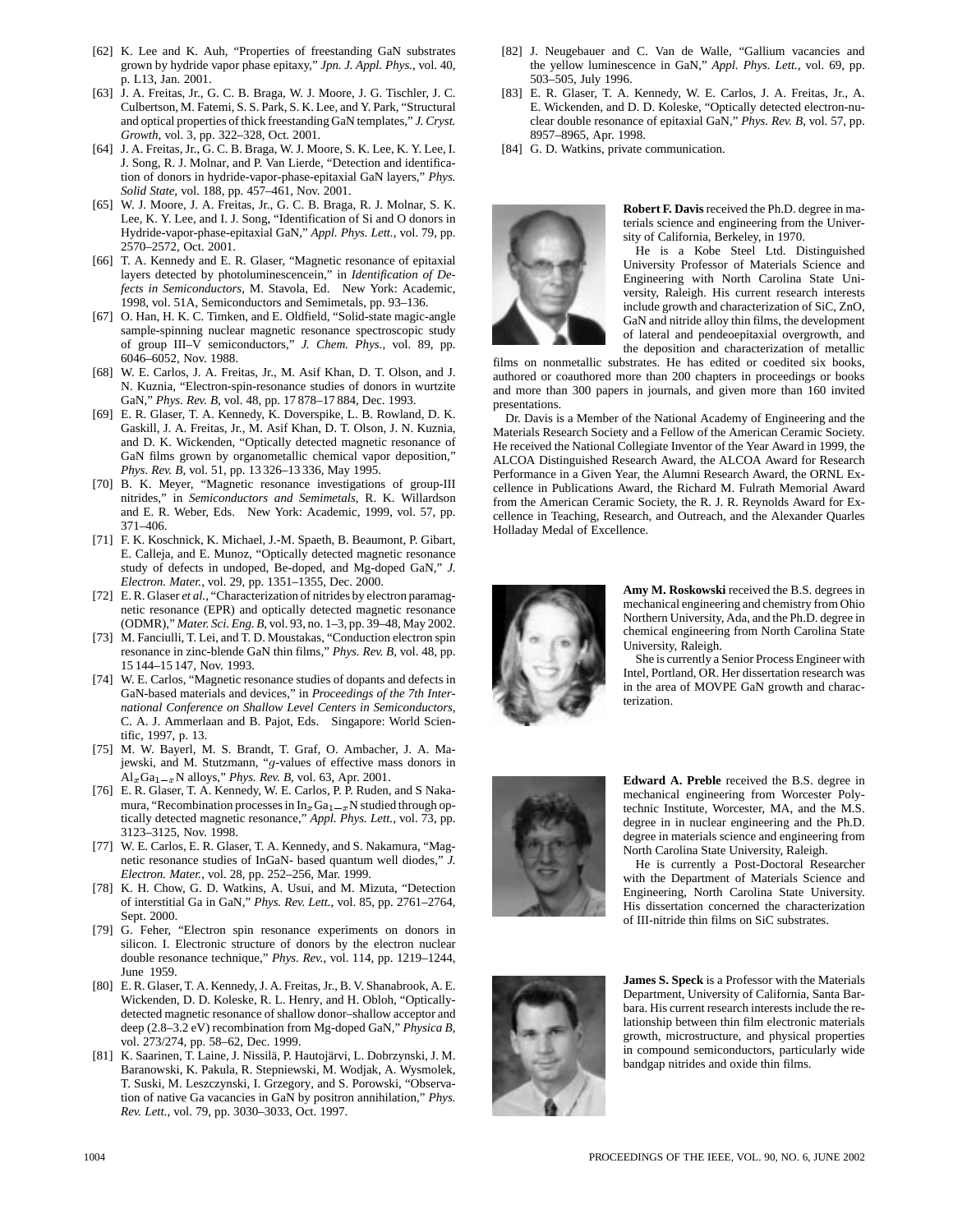[62] K. Lee and K. Auh, "Properties of freestanding GaN substrates grown by hydride vapor phase epitaxy," *Jpn. J. Appl. Phys.*, vol. 40, p. L13, Jan. 2001.

[63] J. A. Freitas, Jr., G. C. B. Braga, W. J. Moore, J. G. Tischler, J. C. Culbertson, M. Fatemi, S. S. Park, S. K. Lee, and Y. Park, "Structural and optical properties of thick freestanding GaN templates," *J. Cryst. Growth*, vol. 3, pp. 322–328, Oct. 2001.

[64] J. A. Freitas, Jr., G. C. B. Braga, W. J. Moore, S. K. Lee, K. Y. Lee, I. J. Song, R. J. Molnar, and P. Van Lierde, "Detection and identification of donors in hydride-vapor-phase-epitaxial GaN layers," *Phys. Solid State*, vol. 188, pp. 457–461, Nov. 2001.

[65] W. J. Moore, J. A. Freitas, Jr., G. C. B. Braga, R. J. Molnar, S. K. Lee, K. Y. Lee, and I. J. Song, "Identification of Si and O donors in Hydride-vapor-phase-epitaxial GaN," *Appl. Phys. Lett.*, vol. 79, pp. 2570–2572, Oct. 2001.

[66] T. A. Kennedy and E. R. Glaser, "Magnetic resonance of epitaxial layers detected by photoluminescencein," in *Identification of Defects in Semiconductors*, M. Stavola, Ed. New York: Academic, 1998, vol. 51A, Semiconductors and Semimetals, pp. 93–136.

[67] O. Han, H. K. C. Timken, and E. Oldfield, "Solid-state magic-angle sample-spinning nuclear magnetic resonance spectroscopic study of group III–V semiconductors," *J. Chem. Phys.*, vol. 89, pp. 6046–6052, Nov. 1988.

[68] W. E. Carlos, J. A. Freitas, Jr., M. Asif Khan, D. T. Olson, and J. N. Kuznia, "Electron-spin-resonance studies of donors in wurtzite GaN," *Phys. Rev. B*, vol. 48, pp. 17 878–17 884, Dec. 1993.

[69] E. R. Glaser, T. A. Kennedy, K. Doverspike, L. B. Rowland, D. K. Gaskill, J. A. Freitas, Jr., M. Asif Khan, D. T. Olson, J. N. Kuznia, and D. K. Wickenden, "Optically detected magnetic resonance of GaN films grown by organometallic chemical vapor deposition," *Phys. Rev. B*, vol. 51, pp. 13 326–13 336, May 1995.

[70] B. K. Meyer, "Magnetic resonance investigations of group-III nitrides," in *Semiconductors and Semimetals*, R. K. Willardson and E. R. Weber, Eds. New York: Academic, 1999, vol. 57, pp. 371–406.

[71] F. K. Koschnick, K. Michael, J.-M. Spaeth, B. Beaumont, P. Gibart, E. Calleja, and E. Munoz, "Optically detected magnetic resonance study of defects in undoped, Be-doped, and Mg-doped GaN," *J. Electron. Mater.*, vol. 29, pp. 1351–1355, Dec. 2000.

[72] E. R. Glaser *et al.*, "Characterization of nitrides by electron paramagnetic resonance (EPR) and optically detected magnetic resonance (ODMR)," *Mater. Sci. Eng. B*, vol. 93, no. 1–3, pp. 39–48, May 2002.

[73] M. Fanciulli, T. Lei, and T. D. Moustakas, "Conduction electron spin resonance in zinc-blende GaN thin films," *Phys. Rev. B*, vol. 48, pp. 15 144–15 147, Nov. 1993.

[74] W. E. Carlos, "Magnetic resonance studies of dopants and defects in GaN-based materials and devices," in *Proceedings of the 7th International Conference on Shallow Level Centers in Semiconductors*, C. A. J. Ammerlaan and B. Pajot, Eds. Singapore: World Scientific, 1997, p. 13.

[75] M. W. Bayerl, M. S. Brandt, T. Graf, O. Ambacher, J. A. Majewski, and M. Stutzmann, "$g$-values of effective mass donors in $Al_xGa_{1-x}N$ alloys," *Phys. Rev. B*, vol. 63, Apr. 2001.

[76] E. R. Glaser, T. A. Kennedy, W. E. Carlos, P. P. Ruden, and S Nakamura, "Recombination processes in $In_xGa_{1-x}N$ studied through optically detected magnetic resonance," *Appl. Phys. Lett.*, vol. 73, pp. 3123–3125, Nov. 1998.

[77] W. E. Carlos, E. R. Glaser, T. A. Kennedy, and S. Nakamura, "Magnetic resonance studies of InGaN- based quantum well diodes," *J. Electron. Mater.*, vol. 28, pp. 252–256, Mar. 1999.

[78] K. H. Chow, G. D. Watkins, A. Usui, and M. Mizuta, "Detection of interstitial Ga in GaN," *Phys. Rev. Lett.*, vol. 85, pp. 2761–2764, Sept. 2000.

[79] G. Feher, "Electron spin resonance experiments on donors in silicon. I. Electronic structure of donors by the electron nuclear double resonance technique," *Phys. Rev.*, vol. 114, pp. 1219–1244, June 1959.

[80] E. R. Glaser, T. A. Kennedy, J. A. Freitas, Jr., B. V. Shanabrook, A. E. Wickenden, D. D. Koleske, R. L. Henry, and H. Obloh, "Optically-detected magnetic resonance of shallow donor–shallow acceptor and deep (2.8–3.2 eV) recombination from Mg-doped GaN," *Physica B*, vol. 273/274, pp. 58–62, Dec. 1999.

[81] K. Saarinen, T. Laine, J. Nissilä, P. Hautojärvi, L. Dobrzynski, J. M. Baranowski, K. Pakula, R. Stepniewski, M. Wodjak, A. Wysmolek, T. Suski, M. Leszczynski, I. Grzegory, and S. Porowski, "Observation of native Ga vacancies in GaN by positron annihilation," *Phys. Rev. Lett.*, vol. 79, pp. 3030–3033, Oct. 1997.

[82] J. Neugebauer and C. Van de Walle, "Gallium vacancies and the yellow luminescence in GaN," *Appl. Phys. Lett.*, vol. 69, pp. 503–505, July 1996.

[83] E. R. Glaser, T. A. Kennedy, W. E. Carlos, J. A. Freitas, Jr., A. E. Wickenden, and D. D. Koleske, "Optically detected electron-nuclear double resonance of epitaxial GaN," *Phys. Rev. B*, vol. 57, pp. 8957–8965, Apr. 1998.

[84] G. D. Watkins, private communication.

**Robert F. Davis** received the Ph.D. degree in materials science and engineering from the University of California, Berkeley, in 1970.

He is a Kobe Steel Ltd. Distinguished University Professor of Materials Science and Engineering with North Carolina State University, Raleigh. His current research interests include growth and characterization of SiC, ZnO, GaN and nitride alloy thin films, the development of lateral and pendeoepitaxial overgrowth, and the deposition and characterization of metallic films on nonmetallic substrates. He has edited or coedited six books, authored or coauthored more than 200 chapters in proceedings or books and more than 300 papers in journals, and given more than 160 invited presentations.

Dr. Davis is a Member of the National Academy of Engineering and the Materials Research Society and a Fellow of the American Ceramic Society. He received the National Collegiate Inventor of the Year Award in 1999, the ALCOA Distinguished Research Award, the ALCOA Award for Research Performance in a Given Year, the Alumni Research Award, the ORNL Excellence in Publications Award, the Richard M. Fulrath Memorial Award from the American Ceramic Society, the R. J. R. Reynolds Award for Excellence in Teaching, Research, and Outreach, and the Alexander Quarles Holladay Medal of Excellence.

**Amy M. Roskowski** received the B.S. degrees in mechanical engineering and chemistry from Ohio Northern University, Ada, and the Ph.D. degree in chemical engineering from North Carolina State University, Raleigh.

She is currently a Senior Process Engineer with Intel, Portland, OR. Her dissertation research was in the area of MOVPE GaN growth and characterization.

**Edward A. Preble** received the B.S. degree in mechanical engineering from Worcester Polytechnic Institute, Worcester, MA, and the M.S. degree in nuclear engineering and the Ph.D. degree in materials science and engineering from North Carolina State University, Raleigh.

He is currently a Post-Doctoral Researcher with the Department of Materials Science and Engineering, North Carolina State University. His dissertation concerned the characterization of III-nitride thin films on SiC substrates.

**James S. Speck** is a Professor with the Materials Department, University of California, Santa Barbara. His current research interests include the relationship between thin film electronic materials growth, microstructure, and physical properties in compound semiconductors, particularly wide bandgap nitrides and oxide thin films.